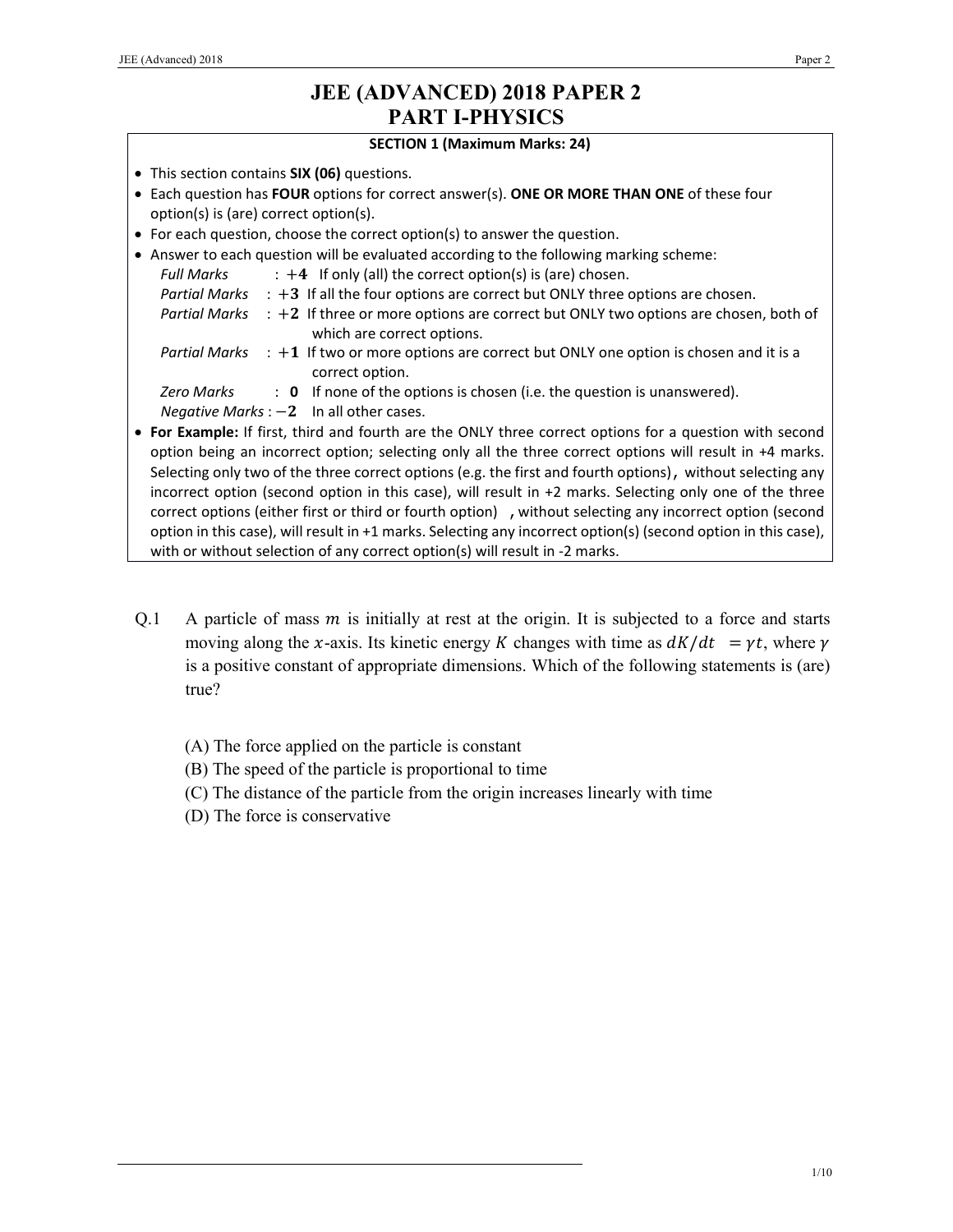# JEE (ADVANCED) 2018 PAPER 2

## PART I-PHYSICS

**SECTION 1 (Maximum Marks: 24)**

- This section contains **SIX (06)** questions.
- Each question has **FOUR** options for correct answer(s). **ONE OR MORE THAN ONE** of these four option(s) is (are) correct option(s).
- For each question, choose the correct option(s) to answer the question.
- Answer to each question will be evaluated according to the following marking scheme:
  - *Full Marks* : $+4$ If only (all) the correct option(s) is (are) chosen.
  - *Partial Marks* : $+3$ If all the four options are correct but ONLY three options are chosen.
  - *Partial Marks* : $+2$ If three or more options are correct but ONLY two options are chosen, both of which are correct options.
  - *Partial Marks* : $+1$ If two or more options are correct but ONLY one option is chosen and it is a correct option.
  - *Zero Marks* : **0** If none of the options is chosen (i.e. the question is unanswered).
  - *Negative Marks* : $-2$ In all other cases.
- **For Example:** If first, third and fourth are the ONLY three correct options for a question with second option being an incorrect option; selecting only all the three correct options will result in +4 marks. Selecting only two of the three correct options (e.g. the first and fourth options), without selecting any incorrect option (second option in this case), will result in +2 marks. Selecting only one of the three correct options (either first or third or fourth option) , without selecting any incorrect option (second option in this case), will result in +1 marks. Selecting any incorrect option(s) (second option in this case), with or without selection of any correct option(s) will result in -2 marks.

Q.1 A particle of mass $m$ is initially at rest at the origin. It is subjected to a force and starts moving along the $x$-axis. Its kinetic energy $K$ changes with time as $dK/dt = \gamma t$, where $\gamma$ is a positive constant of appropriate dimensions. Which of the following statements is (are) true?

(A) The force applied on the particle is constant

(B) The speed of the particle is proportional to time

(C) The distance of the particle from the origin increases linearly with time

(D) The force is conservative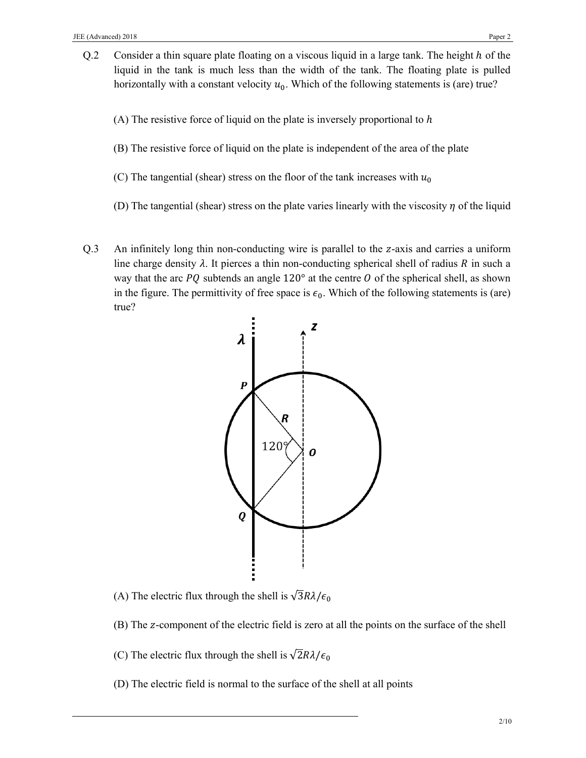Q.2 Consider a thin square plate floating on a viscous liquid in a large tank. The height $h$ of the liquid in the tank is much less than the width of the tank. The floating plate is pulled horizontally with a constant velocity $u_0$. Which of the following statements is (are) true?

(A) The resistive force of liquid on the plate is inversely proportional to $h$

(B) The resistive force of liquid on the plate is independent of the area of the plate

(C) The tangential (shear) stress on the floor of the tank increases with $u_0$

(D) The tangential (shear) stress on the plate varies linearly with the viscosity $\eta$ of the liquid

Q.3 An infinitely long thin non-conducting wire is parallel to the $z$-axis and carries a uniform line charge density $\lambda$. It pierces a thin non-conducting spherical shell of radius $R$ in such a way that the arc $PQ$ subtends an angle $120°$ at the centre $O$ of the spherical shell, as shown in the figure. The permittivity of free space is $\epsilon_0$. Which of the following statements is (are) true?

(A) The electric flux through the shell is $\sqrt{3}R\lambda/\epsilon_0$

(B) The $z$-component of the electric field is zero at all the points on the surface of the shell

(C) The electric flux through the shell is $\sqrt{2}R\lambda/\epsilon_0$

(D) The electric field is normal to the surface of the shell at all points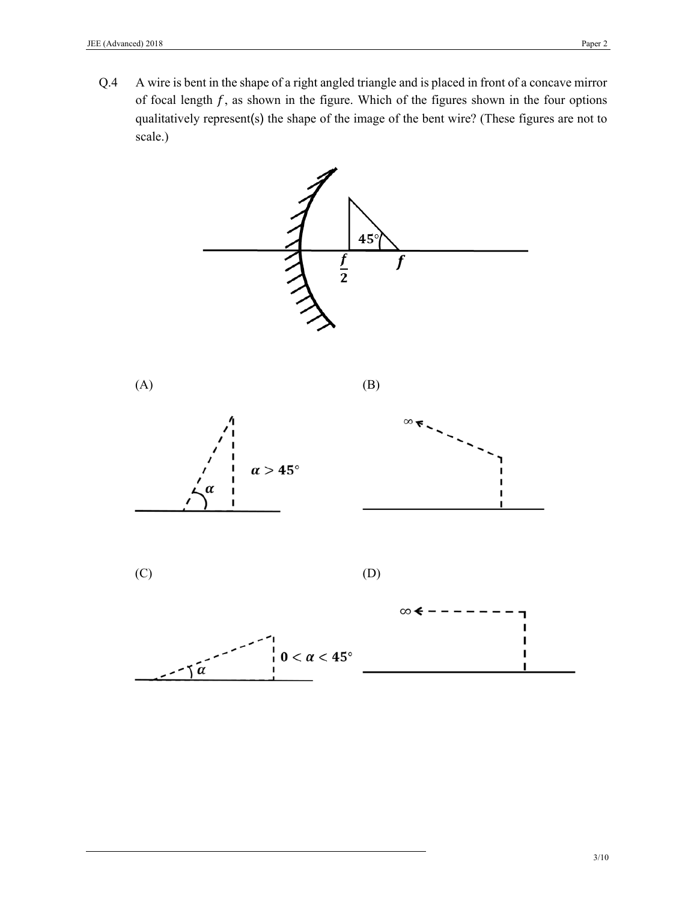Q.4 A wire is bent in the shape of a right angled triangle and is placed in front of a concave mirror of focal length $f$, as shown in the figure. Which of the figures shown in the four options qualitatively represent(s) the shape of the image of the bent wire? (These figures are not to scale.)

(A)

$\alpha > 45°$

(B)

$\infty$

(C)

$0 < \alpha < 45°$

(D)

$\infty$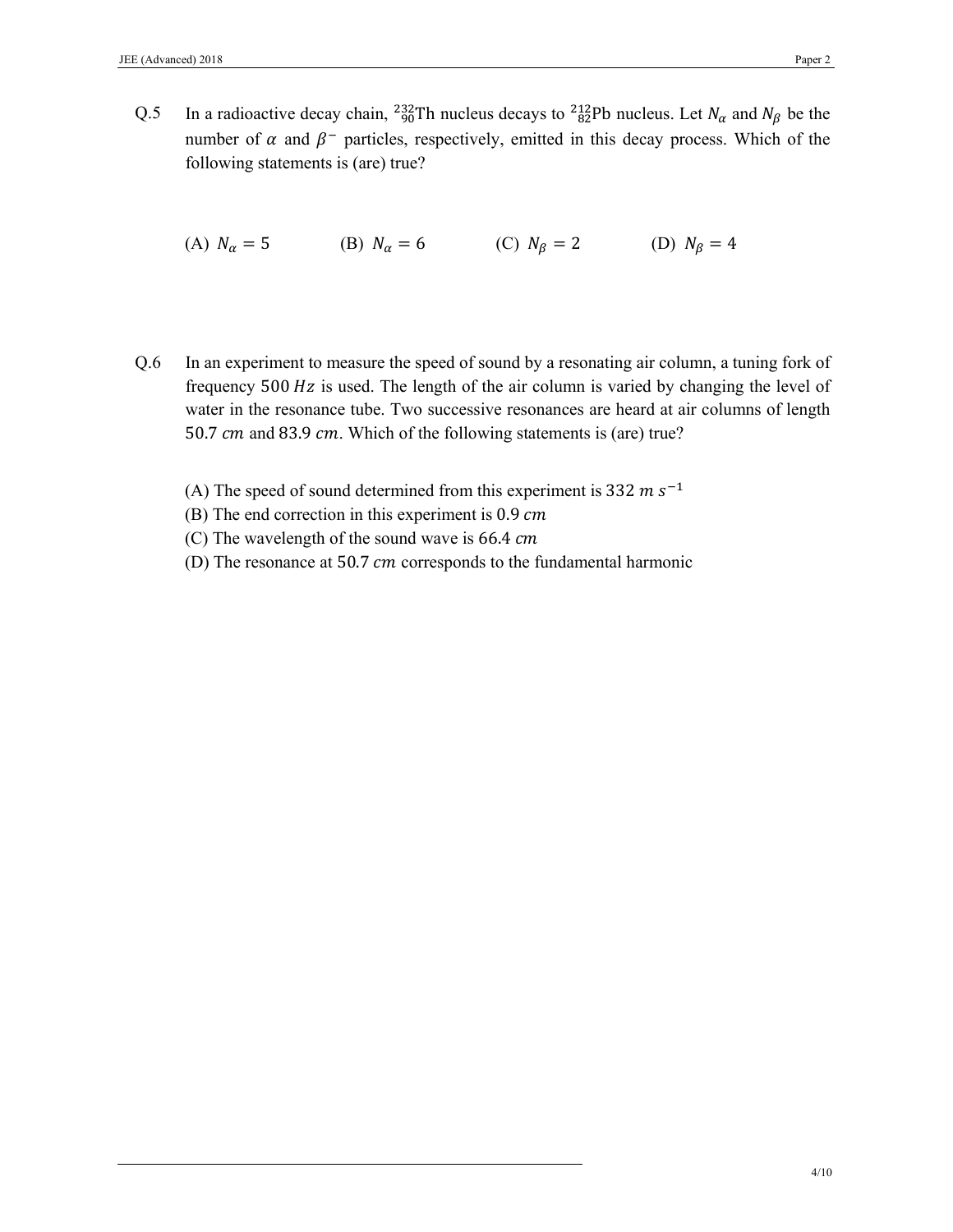Q.5 In a radioactive decay chain, ${}^{232}_{90}\text{Th}$ nucleus decays to ${}^{212}_{82}\text{Pb}$ nucleus. Let $N_\alpha$ and $N_\beta$ be the number of $\alpha$ and $\beta^-$ particles, respectively, emitted in this decay process. Which of the following statements is (are) true?

(A) $N_\alpha = 5$ (B) $N_\alpha = 6$ (C) $N_\beta = 2$ (D) $N_\beta = 4$

Q.6 In an experiment to measure the speed of sound by a resonating air column, a tuning fork of frequency $500\ Hz$ is used. The length of the air column is varied by changing the level of water in the resonance tube. Two successive resonances are heard at air columns of length $50.7\ cm$ and $83.9\ cm$. Which of the following statements is (are) true?

(A) The speed of sound determined from this experiment is $332\ m\ s^{-1}$
(B) The end correction in this experiment is $0.9\ cm$
(C) The wavelength of the sound wave is $66.4\ cm$
(D) The resonance at $50.7\ cm$ corresponds to the fundamental harmonic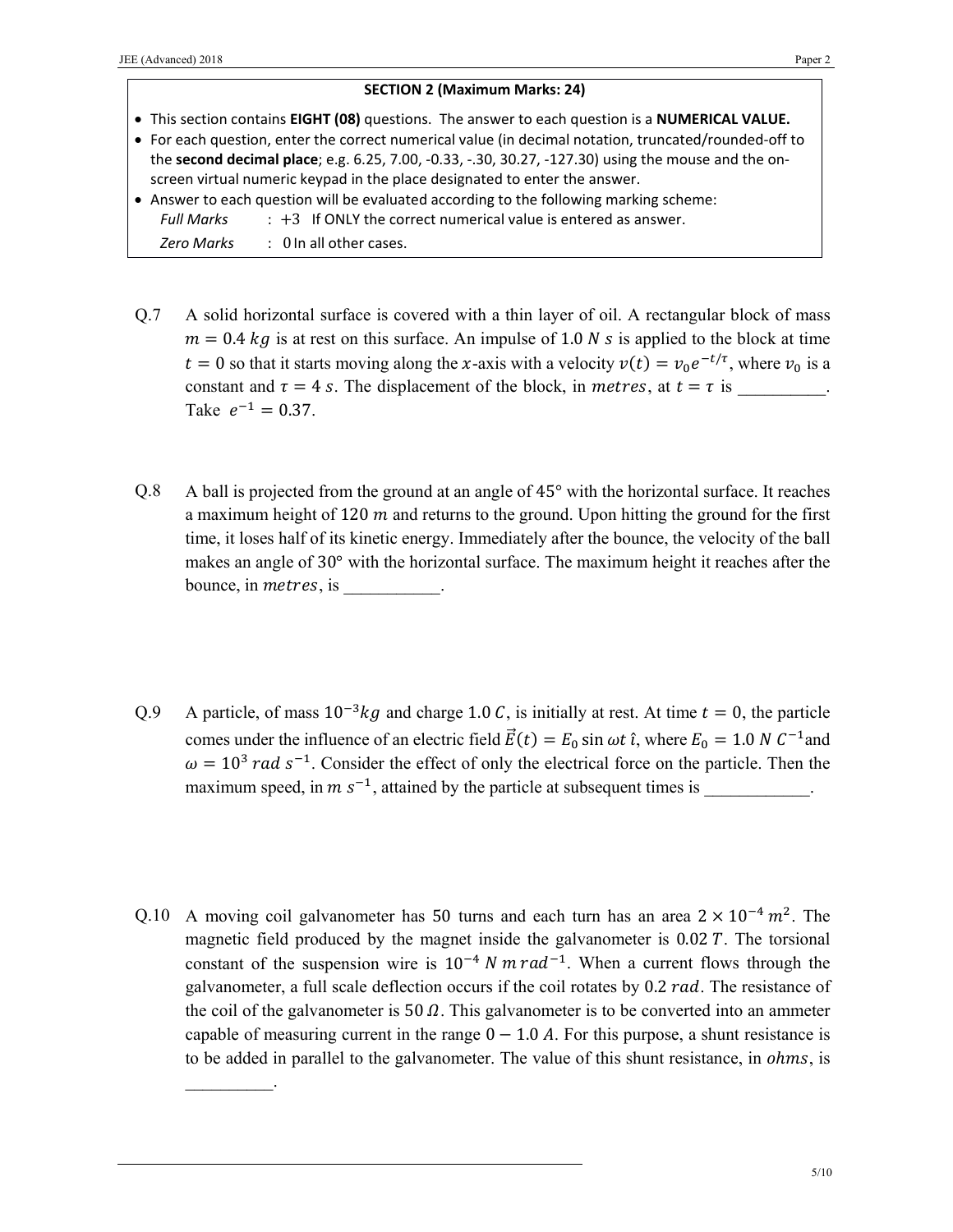## SECTION 2 (Maximum Marks: 24)

- This section contains **EIGHT (08)** questions. The answer to each question is a **NUMERICAL VALUE.**
- For each question, enter the correct numerical value (in decimal notation, truncated/rounded-off to the **second decimal place**; e.g. 6.25, 7.00, -0.33, -.30, 30.27, -127.30) using the mouse and the on-screen virtual numeric keypad in the place designated to enter the answer.
- Answer to each question will be evaluated according to the following marking scheme:
  - *Full Marks* : +3 If ONLY the correct numerical value is entered as answer.
  - *Zero Marks* : 0 In all other cases.

Q.7 A solid horizontal surface is covered with a thin layer of oil. A rectangular block of mass $m = 0.4\ kg$ is at rest on this surface. An impulse of 1.0 $N\ s$ is applied to the block at time $t = 0$ so that it starts moving along the $x$-axis with a velocity $v(t) = v_0 e^{-t/\tau}$, where $v_0$ is a constant and $\tau = 4\ s$. The displacement of the block, in $metres$, at $t = \tau$ is __________. Take $e^{-1} = 0.37$.

Q.8 A ball is projected from the ground at an angle of 45° with the horizontal surface. It reaches a maximum height of 120 $m$ and returns to the ground. Upon hitting the ground for the first time, it loses half of its kinetic energy. Immediately after the bounce, the velocity of the ball makes an angle of 30° with the horizontal surface. The maximum height it reaches after the bounce, in $metres$, is ___________.

Q.9 A particle, of mass $10^{-3} kg$ and charge 1.0 $C$, is initially at rest. At time $t = 0$, the particle comes under the influence of an electric field $\vec{E}(t) = E_0 \sin \omega t\ \hat{\imath}$, where $E_0 = 1.0\ N\ C^{-1}$ and $\omega = 10^3\ rad\ s^{-1}$. Consider the effect of only the electrical force on the particle. Then the maximum speed, in $m\ s^{-1}$, attained by the particle at subsequent times is ____________.

Q.10 A moving coil galvanometer has 50 turns and each turn has an area $2 \times 10^{-4}\ m^2$. The magnetic field produced by the magnet inside the galvanometer is 0.02 $T$. The torsional constant of the suspension wire is $10^{-4}\ N\ m\ rad^{-1}$. When a current flows through the galvanometer, a full scale deflection occurs if the coil rotates by 0.2 $rad$. The resistance of the coil of the galvanometer is 50 $\Omega$. This galvanometer is to be converted into an ammeter capable of measuring current in the range $0 - 1.0\ A$. For this purpose, a shunt resistance is to be added in parallel to the galvanometer. The value of this shunt resistance, in $ohms$, is __________.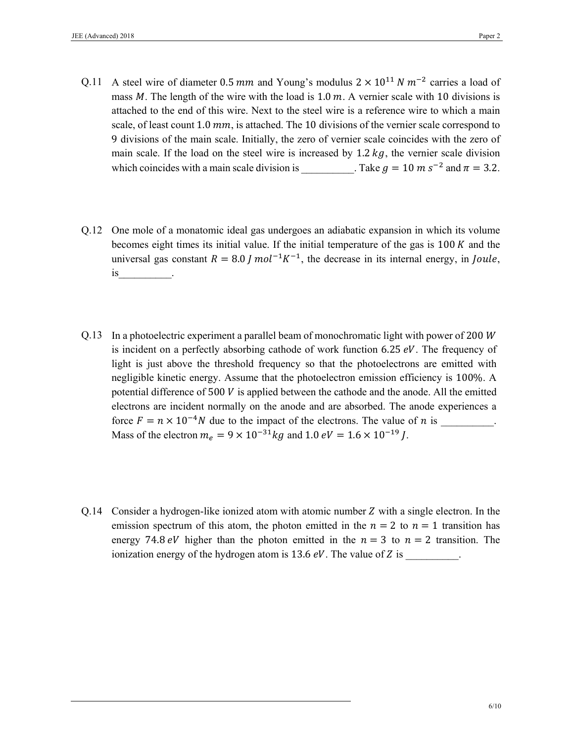Q.11 A steel wire of diameter $0.5\ mm$ and Young's modulus $2 \times 10^{11}\ N\ m^{-2}$ carries a load of mass $M$. The length of the wire with the load is $1.0\ m$. A vernier scale with 10 divisions is attached to the end of this wire. Next to the steel wire is a reference wire to which a main scale, of least count $1.0\ mm$, is attached. The 10 divisions of the vernier scale correspond to 9 divisions of the main scale. Initially, the zero of vernier scale coincides with the zero of main scale. If the load on the steel wire is increased by $1.2\ kg$, the vernier scale division which coincides with a main scale division is __________. Take $g = 10\ m\ s^{-2}$ and $\pi = 3.2$.

Q.12 One mole of a monatomic ideal gas undergoes an adiabatic expansion in which its volume becomes eight times its initial value. If the initial temperature of the gas is $100\ K$ and the universal gas constant $R = 8.0\ J\ mol^{-1}K^{-1}$, the decrease in its internal energy, in $Joule$, is__________.

Q.13 In a photoelectric experiment a parallel beam of monochromatic light with power of $200\ W$ is incident on a perfectly absorbing cathode of work function $6.25\ eV$. The frequency of light is just above the threshold frequency so that the photoelectrons are emitted with negligible kinetic energy. Assume that the photoelectron emission efficiency is 100%. A potential difference of $500\ V$ is applied between the cathode and the anode. All the emitted electrons are incident normally on the anode and are absorbed. The anode experiences a force $F = n \times 10^{-4} N$ due to the impact of the electrons. The value of $n$ is __________. Mass of the electron $m_e = 9 \times 10^{-31} kg$ and $1.0\ eV = 1.6 \times 10^{-19}\ J$.

Q.14 Consider a hydrogen-like ionized atom with atomic number $Z$ with a single electron. In the emission spectrum of this atom, the photon emitted in the $n = 2$ to $n = 1$ transition has energy $74.8\ eV$ higher than the photon emitted in the $n = 3$ to $n = 2$ transition. The ionization energy of the hydrogen atom is $13.6\ eV$. The value of $Z$ is __________.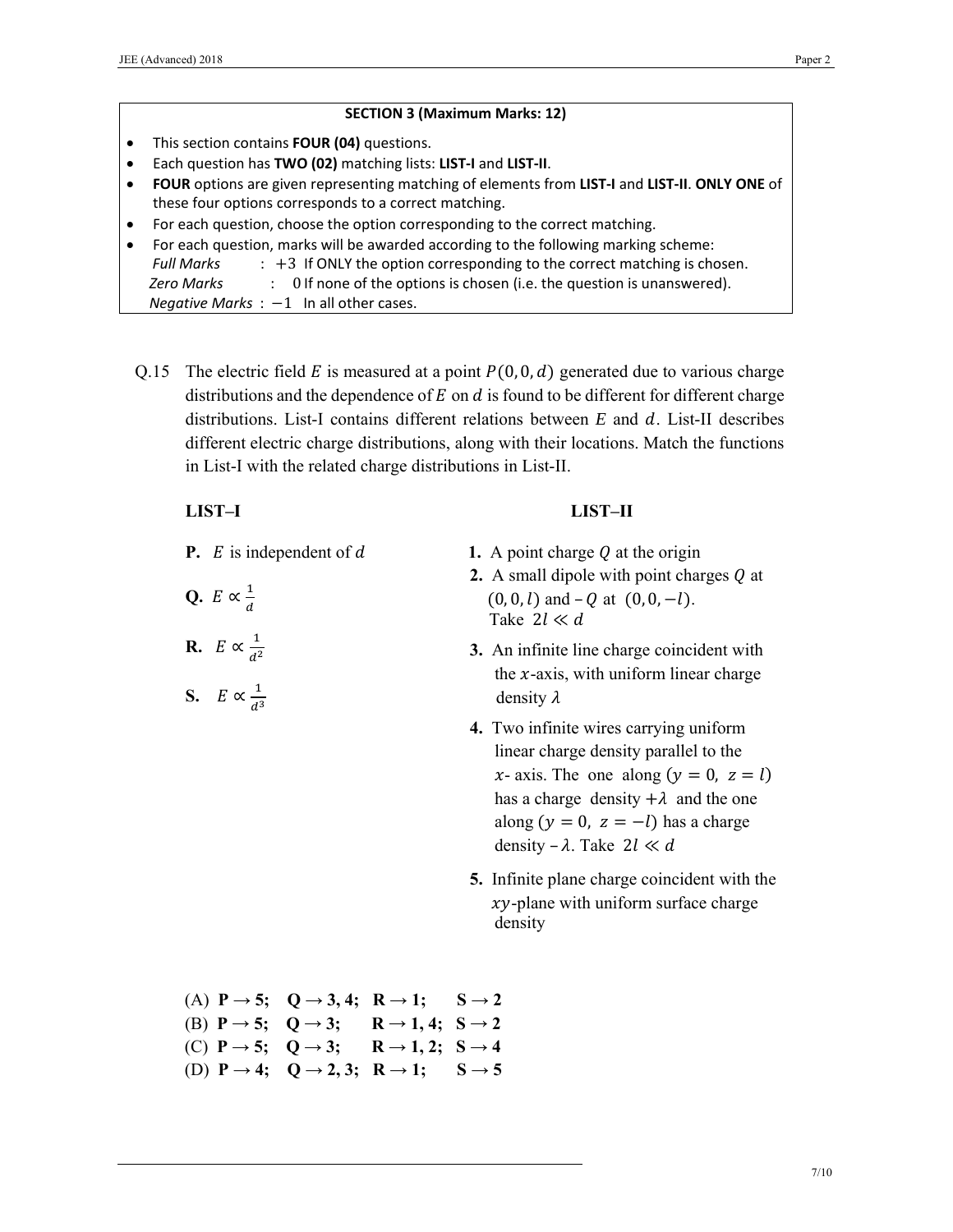## SECTION 3 (Maximum Marks: 12)

- This section contains **FOUR (04)** questions.
- Each question has **TWO (02)** matching lists: **LIST-I** and **LIST-II**.
- **FOUR** options are given representing matching of elements from **LIST-I** and **LIST-II**. **ONLY ONE** of these four options corresponds to a correct matching.
- For each question, choose the option corresponding to the correct matching.
- For each question, marks will be awarded according to the following marking scheme:
  *Full Marks* : $+3$ If ONLY the option corresponding to the correct matching is chosen.
  *Zero Marks* : 0 If none of the options is chosen (i.e. the question is unanswered).
  *Negative Marks* : $-1$ In all other cases.

Q.15 The electric field $E$ is measured at a point $P(0, 0, d)$ generated due to various charge distributions and the dependence of $E$ on $d$ is found to be different for different charge distributions. List-I contains different relations between $E$ and $d$. List-II describes different electric charge distributions, along with their locations. Match the functions in List-I with the related charge distributions in List-II.

**LIST–I**

**P.** $E$ is independent of $d$

**Q.** $E \propto \frac{1}{d}$

**R.** $E \propto \frac{1}{d^2}$

**S.** $E \propto \frac{1}{d^3}$

**LIST–II**

**1.** A point charge $Q$ at the origin

**2.** A small dipole with point charges $Q$ at $(0, 0, l)$ and $-Q$ at $(0, 0, -l)$. Take $2l \ll d$

**3.** An infinite line charge coincident with the $x$-axis, with uniform linear charge density $\lambda$

**4.** Two infinite wires carrying uniform linear charge density parallel to the $x$- axis. The one along $(y = 0,\ z = l)$ has a charge density $+\lambda$ and the one along $(y = 0,\ z = -l)$ has a charge density $-\lambda$. Take $2l \ll d$

**5.** Infinite plane charge coincident with the $xy$-plane with uniform surface charge density

(A) **P → 5; Q → 3, 4; R → 1; S → 2**
(B) **P → 5; Q → 3; R → 1, 4; S → 2**
(C) **P → 5; Q → 3; R → 1, 2; S → 4**
(D) **P → 4; Q → 2, 3; R → 1; S → 5**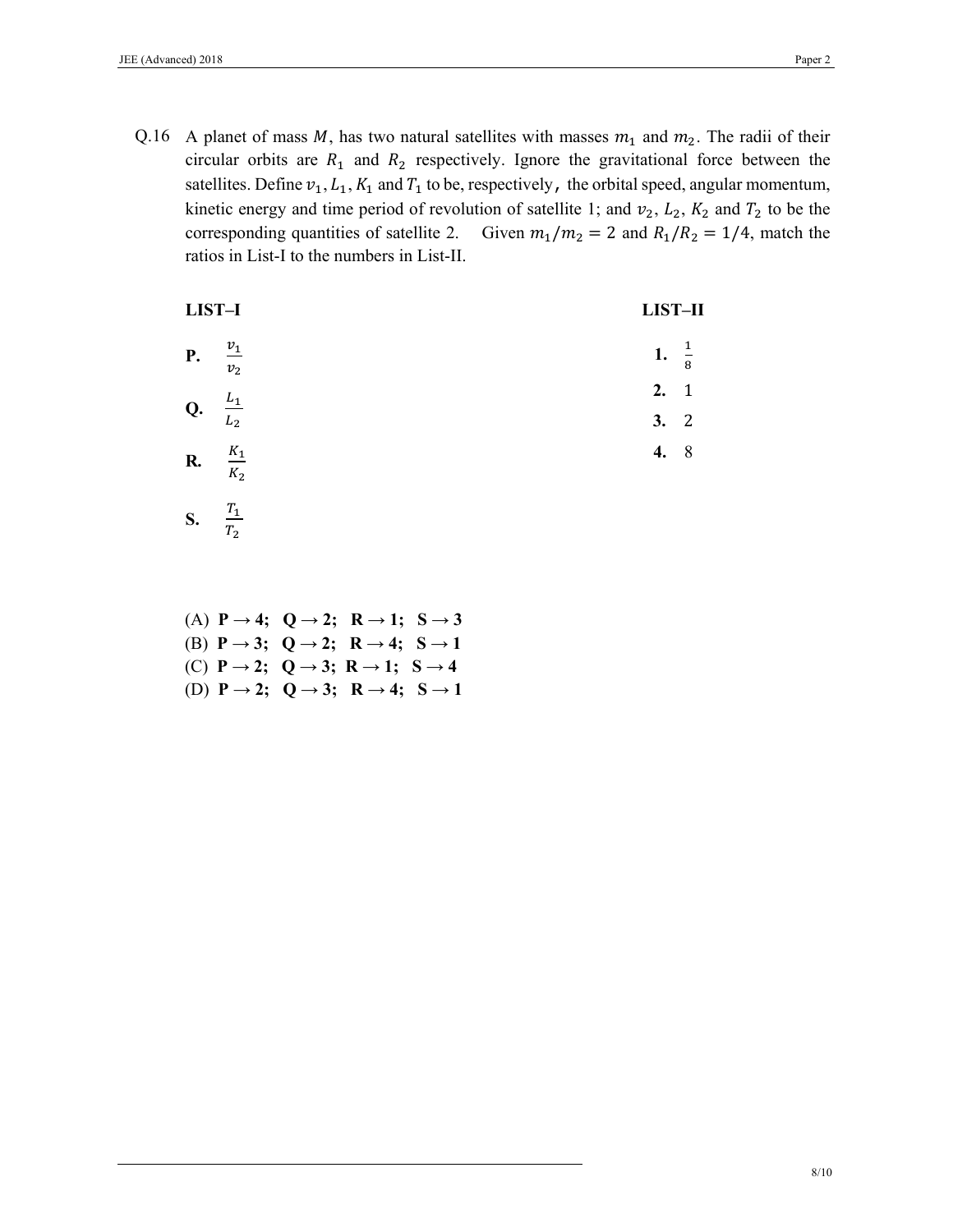Q.16 A planet of mass $M$, has two natural satellites with masses $m_1$ and $m_2$. The radii of their circular orbits are $R_1$ and $R_2$ respectively. Ignore the gravitational force between the satellites. Define $v_1, L_1, K_1$ and $T_1$ to be, respectively, the orbital speed, angular momentum, kinetic energy and time period of revolution of satellite 1; and $v_2$, $L_2$, $K_2$ and $T_2$ to be the corresponding quantities of satellite 2. Given $m_1/m_2 = 2$ and $R_1/R_2 = 1/4$, match the ratios in List-I to the numbers in List-II.

| LIST–I | LIST–II |
|---|---|
| **P.** $\frac{v_1}{v_2}$ | **1.** $\frac{1}{8}$ |
| **Q.** $\frac{L_1}{L_2}$ | **2.** 1 |
| **R.** $\frac{K_1}{K_2}$ | **3.** 2 |
| **S.** $\frac{T_1}{T_2}$ | **4.** 8 |

(A) **P → 4; Q → 2; R → 1; S → 3**
(B) **P → 3; Q → 2; R → 4; S → 1**
(C) **P → 2; Q → 3; R → 1; S → 4**
(D) **P → 2; Q → 3; R → 4; S → 1**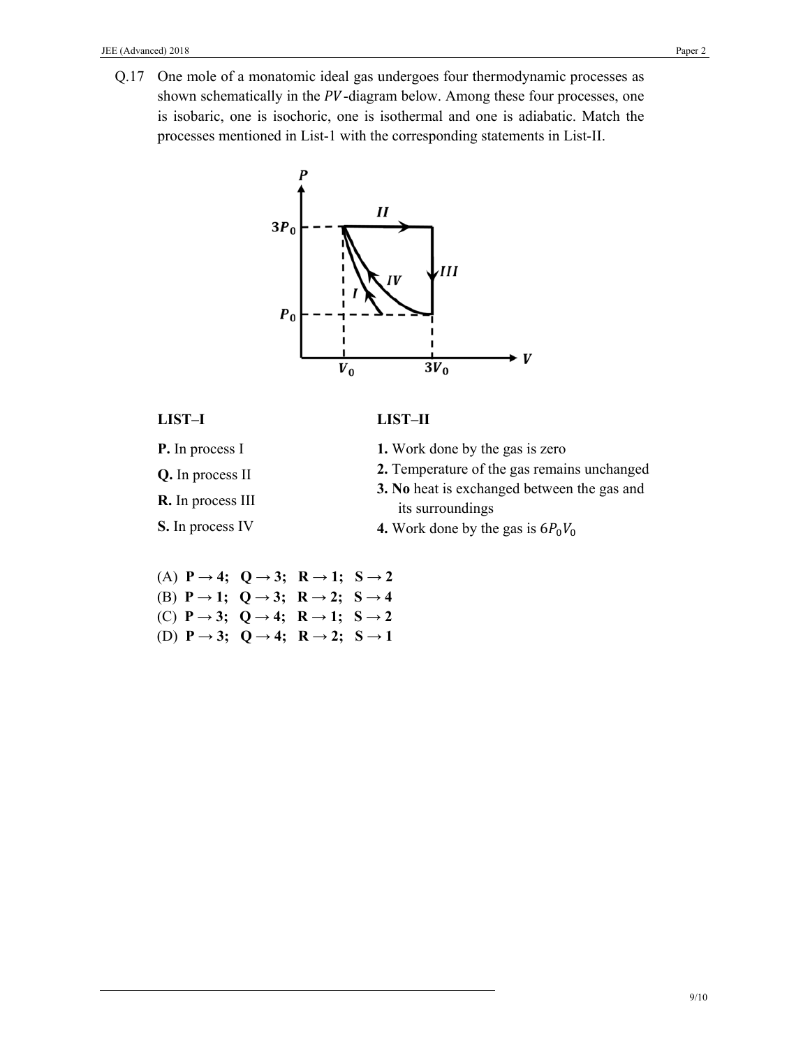Q.17 One mole of a monatomic ideal gas undergoes four thermodynamic processes as shown schematically in the $PV$-diagram below. Among these four processes, one is isobaric, one is isochoric, one is isothermal and one is adiabatic. Match the processes mentioned in List-1 with the corresponding statements in List-II.

**LIST–I**

**P.** In process I

**Q.** In process II

**R.** In process III

**S.** In process IV

**LIST–II**

**1.** Work done by the gas is zero

**2.** Temperature of the gas remains unchanged

**3. No** heat is exchanged between the gas and its surroundings

**4.** Work done by the gas is $6P_0V_0$

(A) **P → 4; Q → 3; R → 1; S → 2**

(B) **P → 1; Q → 3; R → 2; S → 4**

(C) **P → 3; Q → 4; R → 1; S → 2**

(D) **P → 3; Q → 4; R → 2; S → 1**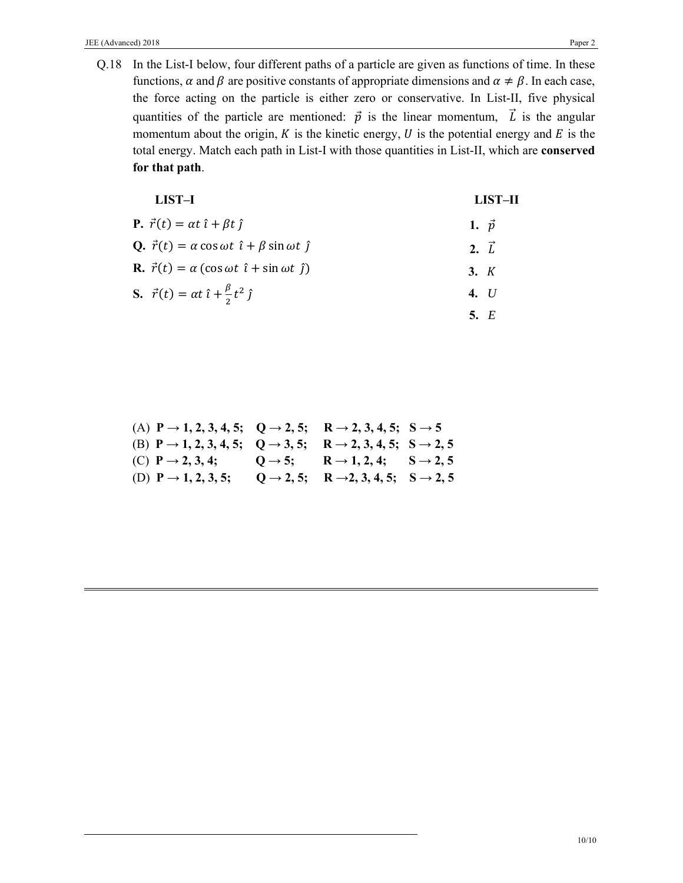Q.18 In the List-I below, four different paths of a particle are given as functions of time. In these functions, $\alpha$ and $\beta$ are positive constants of appropriate dimensions and $\alpha \neq \beta$. In each case, the force acting on the particle is either zero or conservative. In List-II, five physical quantities of the particle are mentioned: $\vec{p}$ is the linear momentum, $\vec{L}$ is the angular momentum about the origin, $K$ is the kinetic energy, $U$ is the potential energy and $E$ is the total energy. Match each path in List-I with those quantities in List-II, which are **conserved for that path**.

| **LIST–I** | **LIST–II** |
| --- | --- |
| **P.** $\vec{r}(t) = \alpha t\,\hat{\imath} + \beta t\,\hat{\jmath}$ | **1.** $\vec{p}$ |
| **Q.** $\vec{r}(t) = \alpha \cos \omega t\ \hat{\imath} + \beta \sin \omega t\ \hat{\jmath}$ | **2.** $\vec{L}$ |
| **R.** $\vec{r}(t) = \alpha\,(\cos \omega t\ \hat{\imath} + \sin \omega t\ \hat{\jmath})$ | **3.** $K$ |
| **S.** $\vec{r}(t) = \alpha t\,\hat{\imath} + \frac{\beta}{2} t^2\,\hat{\jmath}$ | **4.** $U$ |
| | **5.** $E$ |

(A) **P → 1, 2, 3, 4, 5; Q → 2, 5; R → 2, 3, 4, 5; S → 5**

(B) **P → 1, 2, 3, 4, 5; Q → 3, 5; R → 2, 3, 4, 5; S → 2, 5**

(C) **P → 2, 3, 4; Q → 5; R → 1, 2, 4; S → 2, 5**

(D) **P → 1, 2, 3, 5; Q → 2, 5; R → 2, 3, 4, 5; S → 2, 5**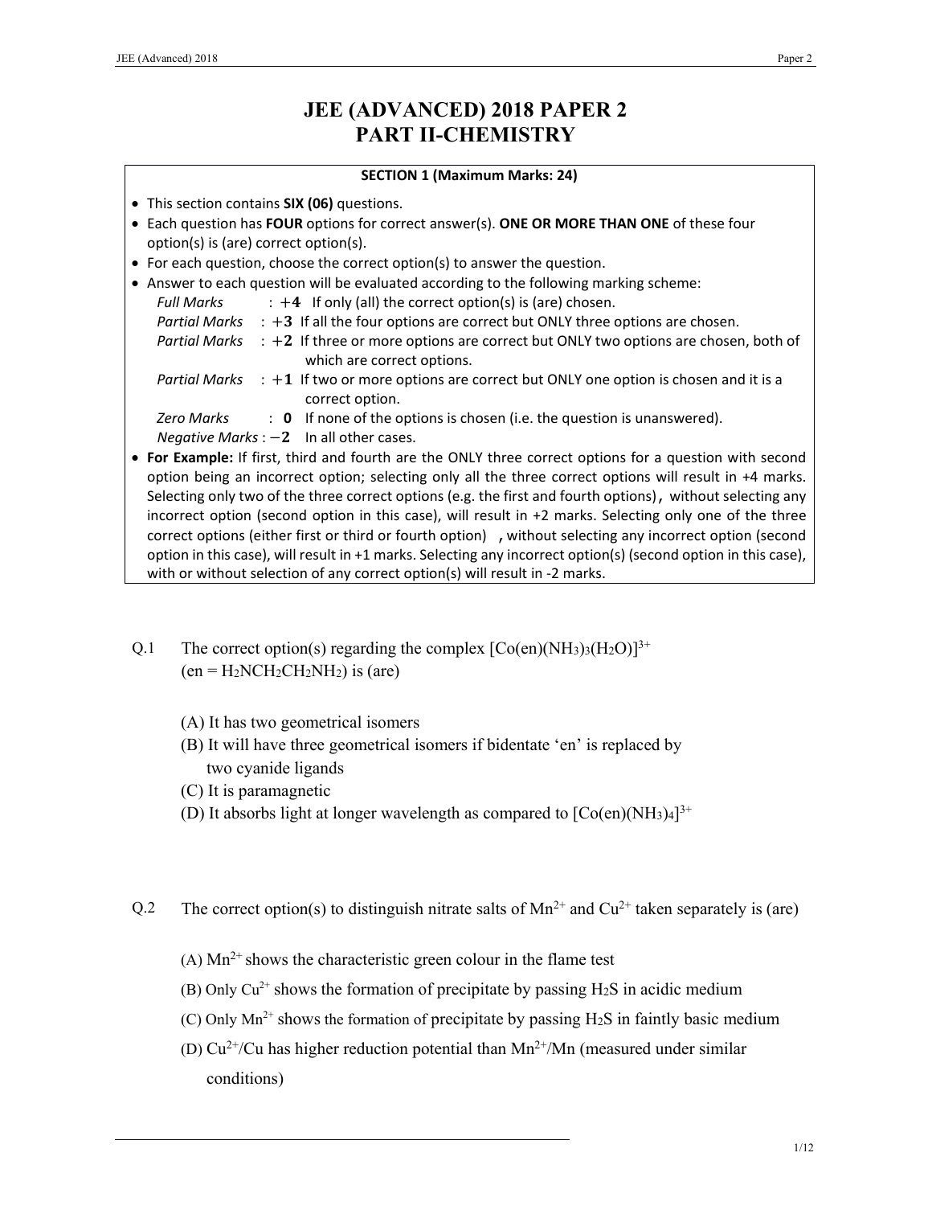# JEE (ADVANCED) 2018 PAPER 2
# PART II-CHEMISTRY

**SECTION 1 (Maximum Marks: 24)**

- This section contains **SIX (06)** questions.
- Each question has **FOUR** options for correct answer(s). **ONE OR MORE THAN ONE** of these four option(s) is (are) correct option(s).
- For each question, choose the correct option(s) to answer the question.
- Answer to each question will be evaluated according to the following marking scheme:
  - *Full Marks* : $+4$ If only (all) the correct option(s) is (are) chosen.
  - *Partial Marks* : $+3$ If all the four options are correct but ONLY three options are chosen.
  - *Partial Marks* : $+2$ If three or more options are correct but ONLY two options are chosen, both of which are correct options.
  - *Partial Marks* : $+1$ If two or more options are correct but ONLY one option is chosen and it is a correct option.
  - *Zero Marks* : **0** If none of the options is chosen (i.e. the question is unanswered).
  - *Negative Marks* : $-2$ In all other cases.
- **For Example:** If first, third and fourth are the ONLY three correct options for a question with second option being an incorrect option; selecting only all the three correct options will result in +4 marks. Selecting only two of the three correct options (e.g. the first and fourth options), without selecting any incorrect option (second option in this case), will result in +2 marks. Selecting only one of the three correct options (either first or third or fourth option) , without selecting any incorrect option (second option in this case), will result in +1 marks. Selecting any incorrect option(s) (second option in this case), with or without selection of any correct option(s) will result in -2 marks.

Q.1 The correct option(s) regarding the complex $[Co(en)(NH_3)_3(H_2O)]^{3+}$ (en = $H_2NCH_2CH_2NH_2$) is (are)

(A) It has two geometrical isomers

(B) It will have three geometrical isomers if bidentate 'en' is replaced by two cyanide ligands

(C) It is paramagnetic

(D) It absorbs light at longer wavelength as compared to $[Co(en)(NH_3)_4]^{3+}$

Q.2 The correct option(s) to distinguish nitrate salts of $Mn^{2+}$ and $Cu^{2+}$ taken separately is (are)

(A) $Mn^{2+}$ shows the characteristic green colour in the flame test

(B) Only $Cu^{2+}$ shows the formation of precipitate by passing $H_2S$ in acidic medium

(C) Only $Mn^{2+}$ shows the formation of precipitate by passing $H_2S$ in faintly basic medium

(D) $Cu^{2+}/Cu$ has higher reduction potential than $Mn^{2+}/Mn$ (measured under similar conditions)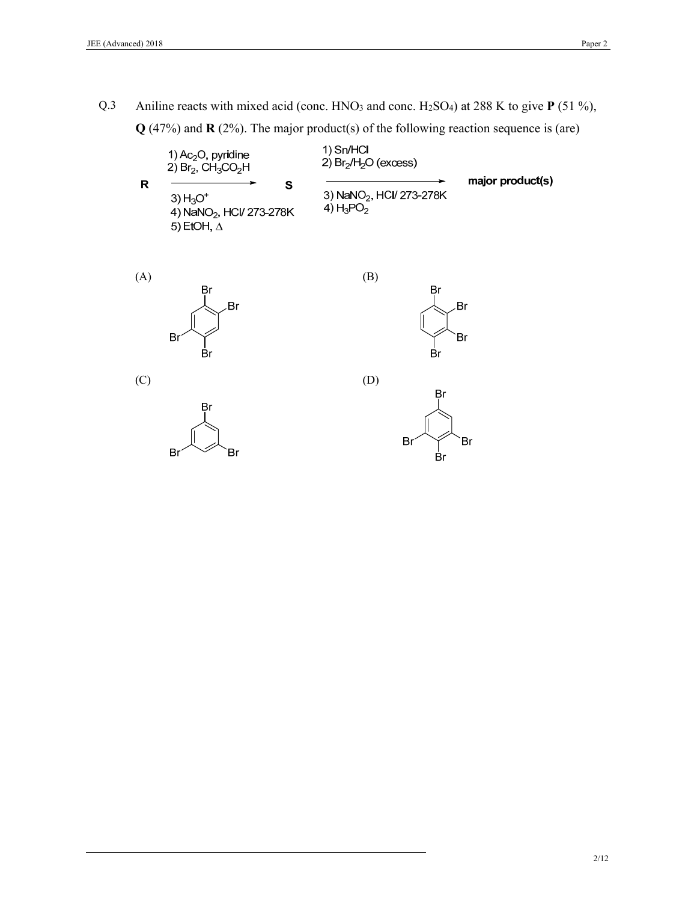Q.3 Aniline reacts with mixed acid (conc. $HNO_3$ and conc. $H_2SO_4$) at 288 K to give **P** (51 %), **Q** (47%) and **R** (2%). The major product(s) of the following reaction sequence is (are)

$$\mathbf{R} \xrightarrow[\text{3) } H_3O^+ \text{ 4) } NaNO_2,\ HCl/\ 273\text{-}278K \text{ 5) EtOH, } \Delta]{\text{1) } Ac_2O, \text{ pyridine 2) } Br_2,\ CH_3CO_2H} \mathbf{S} \xrightarrow[\text{3) } NaNO_2,\ HCl/\ 273\text{-}278K \text{ 4) } H_3PO_2]{\text{1) Sn/HCl 2) } Br_2/H_2O \text{ (excess)}} \textbf{major product(s)}$$

(A) 1,2,4,5-tetrabromobenzene

(B) 1,2,3,4-tetrabromobenzene

(C) 1,3,5-tribromobenzene

(D) 1,2,3,5-tetrabromobenzene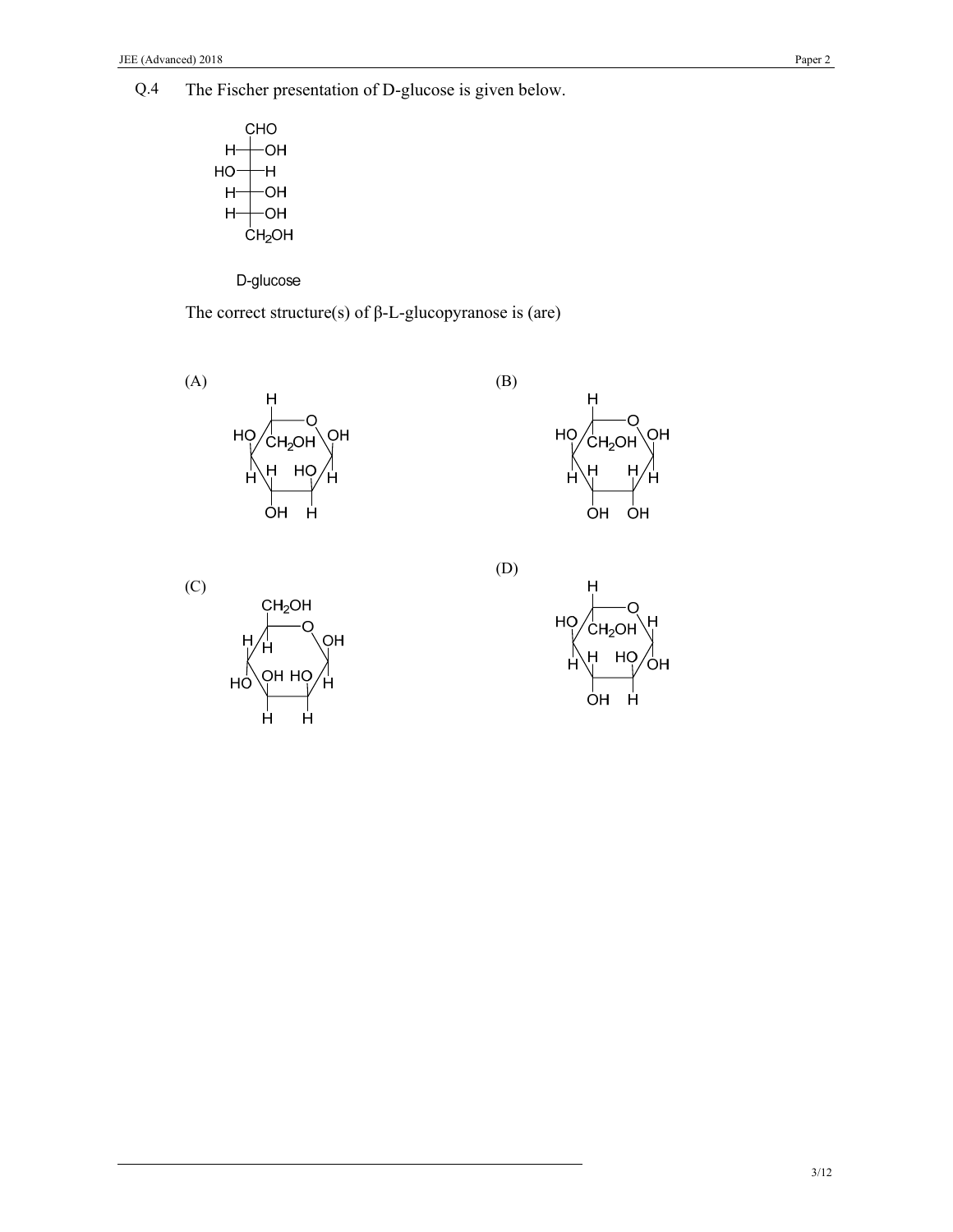Q.4 The Fischer presentation of D-glucose is given below.

D-glucose

The correct structure(s) of β-L-glucopyranose is (are)

(A)

(B)

(C)

(D)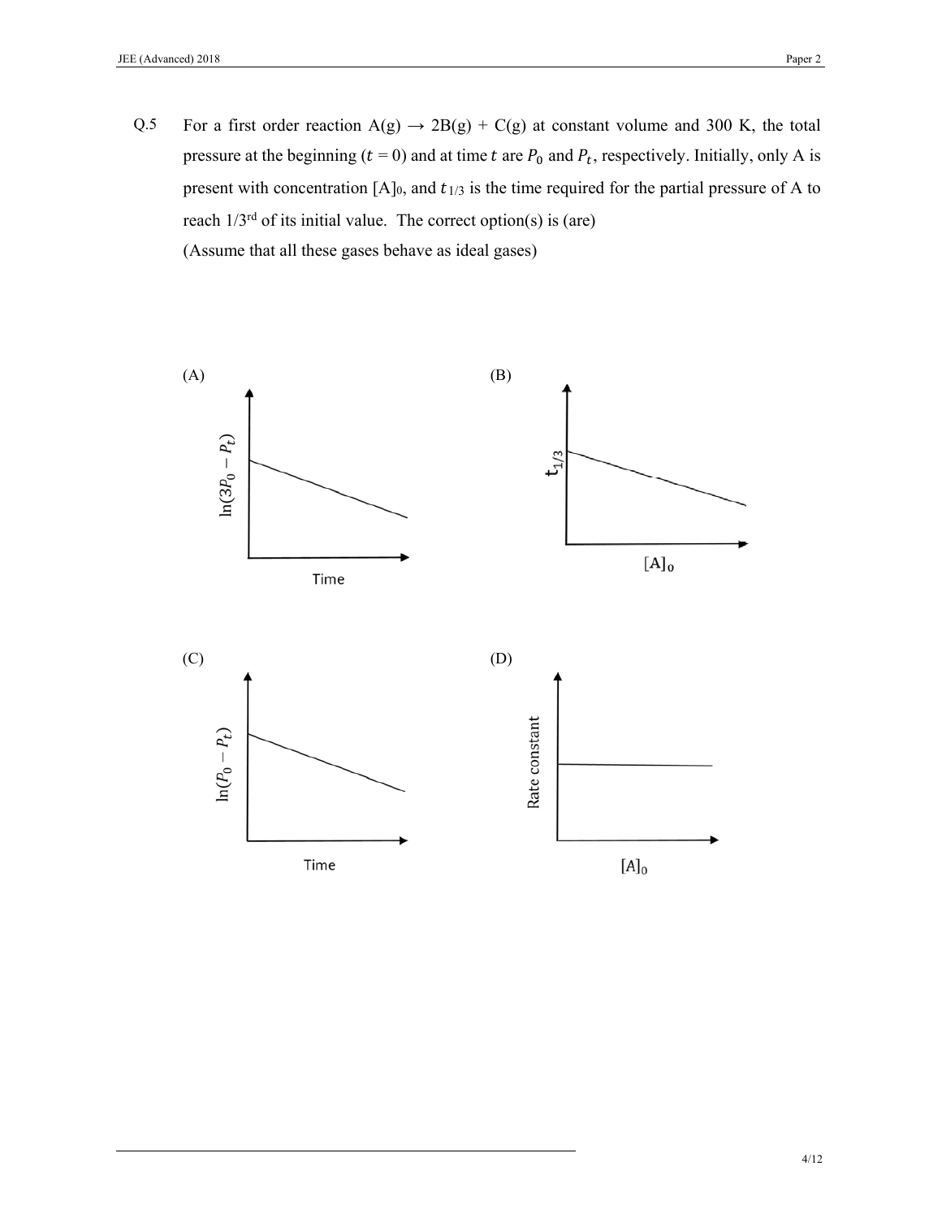Q.5 For a first order reaction $A(g) \rightarrow 2B(g) + C(g)$ at constant volume and 300 K, the total pressure at the beginning ($t = 0$) and at time $t$ are $P_0$ and $P_t$, respectively. Initially, only A is present with concentration $[A]_0$, and $t_{1/3}$ is the time required for the partial pressure of A to reach 1/3[rd] of its initial value. The correct option(s) is (are)

(Assume that all these gases behave as ideal gases)

(A) $\ln(3P_0 - P_t)$ vs Time

(B) $t_{1/3}$ vs $[A]_0$

(C) $\ln(P_0 - P_t)$ vs Time

(D) Rate constant vs $[A]_0$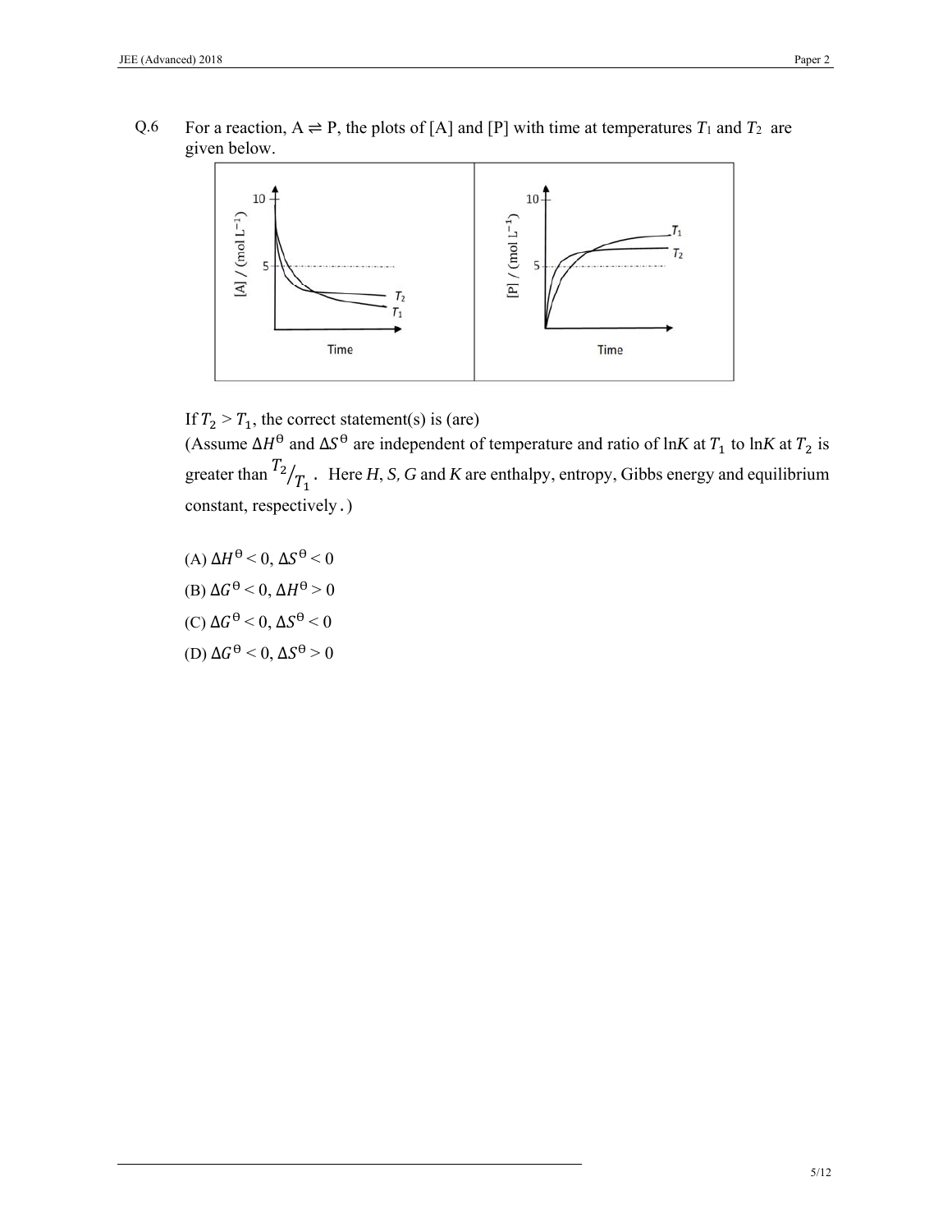Q.6 For a reaction, A ⇌ P, the plots of [A] and [P] with time at temperatures $T_1$ and $T_2$ are given below.

If $T_2 > T_1$, the correct statement(s) is (are)
(Assume $\Delta H^\theta$ and $\Delta S^\theta$ are independent of temperature and ratio of ln$K$ at $T_1$ to ln$K$ at $T_2$ is greater than $T_2/T_1$. Here $H$, $S$, $G$ and $K$ are enthalpy, entropy, Gibbs energy and equilibrium constant, respectively.)

(A) $\Delta H^\theta < 0$, $\Delta S^\theta < 0$

(B) $\Delta G^\theta < 0$, $\Delta H^\theta > 0$

(C) $\Delta G^\theta < 0$, $\Delta S^\theta < 0$

(D) $\Delta G^\theta < 0$, $\Delta S^\theta > 0$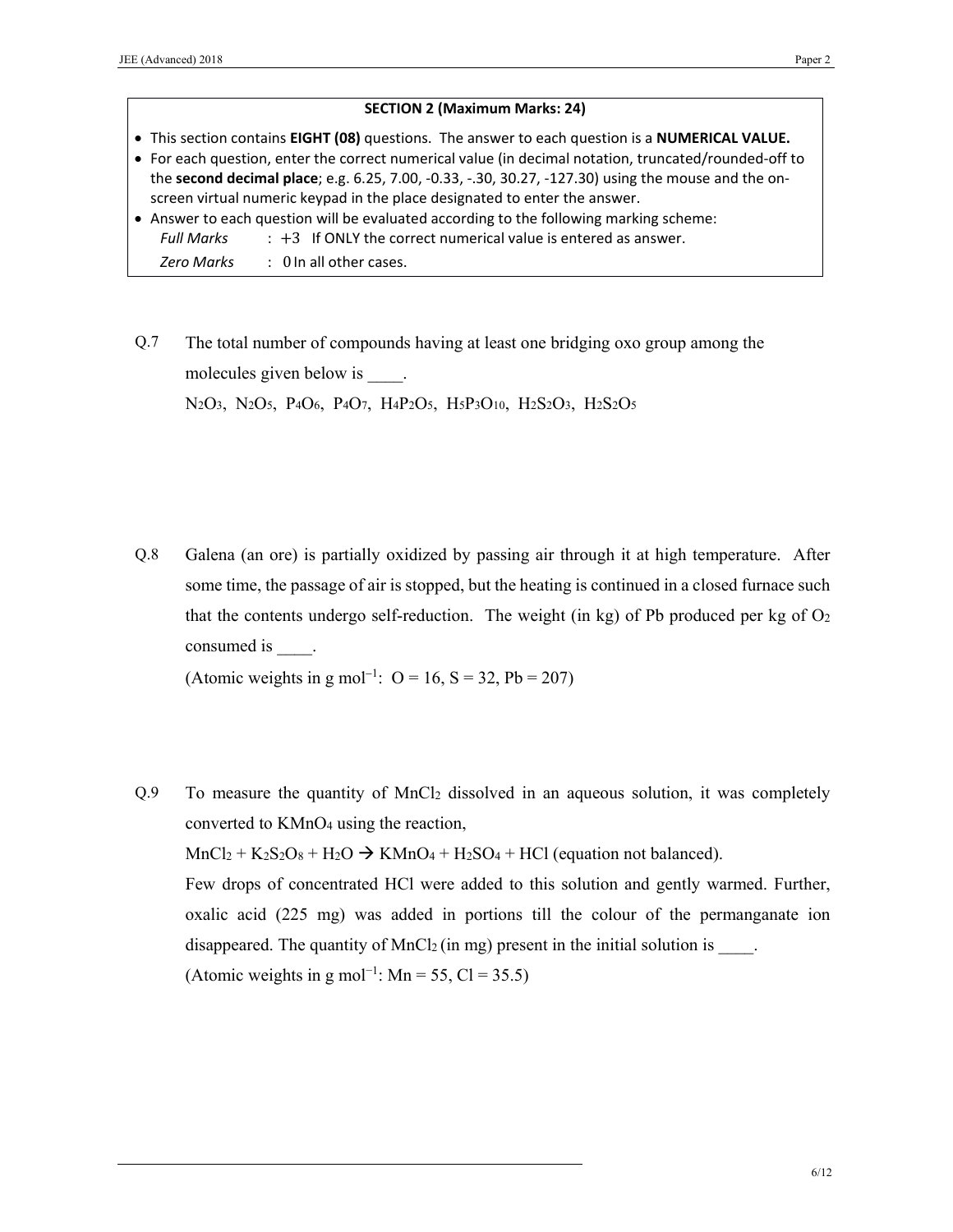**SECTION 2 (Maximum Marks: 24)**

- This section contains **EIGHT (08)** questions. The answer to each question is a **NUMERICAL VALUE.**
- For each question, enter the correct numerical value (in decimal notation, truncated/rounded-off to the **second decimal place**; e.g. 6.25, 7.00, -0.33, -.30, 30.27, -127.30) using the mouse and the on-screen virtual numeric keypad in the place designated to enter the answer.
- Answer to each question will be evaluated according to the following marking scheme:
  *Full Marks* : +3 If ONLY the correct numerical value is entered as answer.
  *Zero Marks* : 0 In all other cases.

Q.7 The total number of compounds having at least one bridging oxo group among the molecules given below is ____.

$N_2O_3$, $N_2O_5$, $P_4O_6$, $P_4O_7$, $H_4P_2O_5$, $H_5P_3O_{10}$, $H_2S_2O_3$, $H_2S_2O_5$

Q.8 Galena (an ore) is partially oxidized by passing air through it at high temperature. After some time, the passage of air is stopped, but the heating is continued in a closed furnace such that the contents undergo self-reduction. The weight (in kg) of Pb produced per kg of $O_2$ consumed is ____.

(Atomic weights in g mol$^{-1}$: O = 16, S = 32, Pb = 207)

Q.9 To measure the quantity of $MnCl_2$ dissolved in an aqueous solution, it was completely converted to $KMnO_4$ using the reaction,

$MnCl_2 + K_2S_2O_8 + H_2O \rightarrow KMnO_4 + H_2SO_4 + HCl$ (equation not balanced).

Few drops of concentrated HCl were added to this solution and gently warmed. Further, oxalic acid (225 mg) was added in portions till the colour of the permanganate ion disappeared. The quantity of $MnCl_2$ (in mg) present in the initial solution is ____.

(Atomic weights in g mol$^{-1}$: Mn = 55, Cl = 35.5)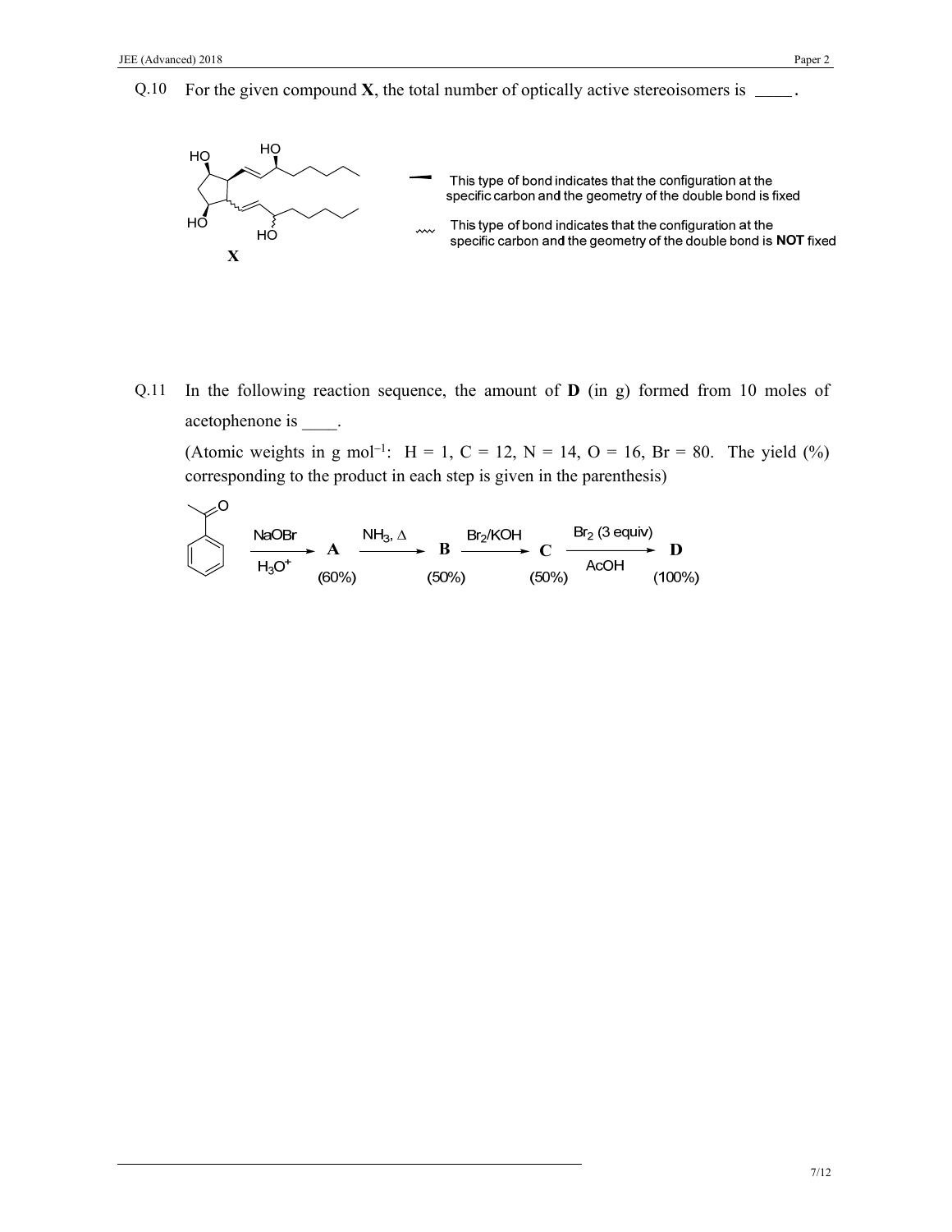Q.10 For the given compound **X**, the total number of optically active stereoisomers is _____.

**X**

This type of bond indicates that the configuration at the specific carbon and the geometry of the double bond is fixed

This type of bond indicates that the configuration at the specific carbon and the geometry of the double bond is **NOT** fixed

Q.11 In the following reaction sequence, the amount of **D** (in g) formed from 10 moles of acetophenone is ____.

(Atomic weights in g mol$^{-1}$: H = 1, C = 12, N = 14, O = 16, Br = 80. The yield (%) corresponding to the product in each step is given in the parenthesis)

$$\text{Acetophenone} \xrightarrow[H_3O^+]{NaOBr} \mathbf{A}\ (60\%) \xrightarrow{NH_3,\ \Delta} \mathbf{B}\ (50\%) \xrightarrow{Br_2/KOH} \mathbf{C}\ (50\%) \xrightarrow[AcOH]{Br_2\ (3\ \text{equiv})} \mathbf{D}\ (100\%)$$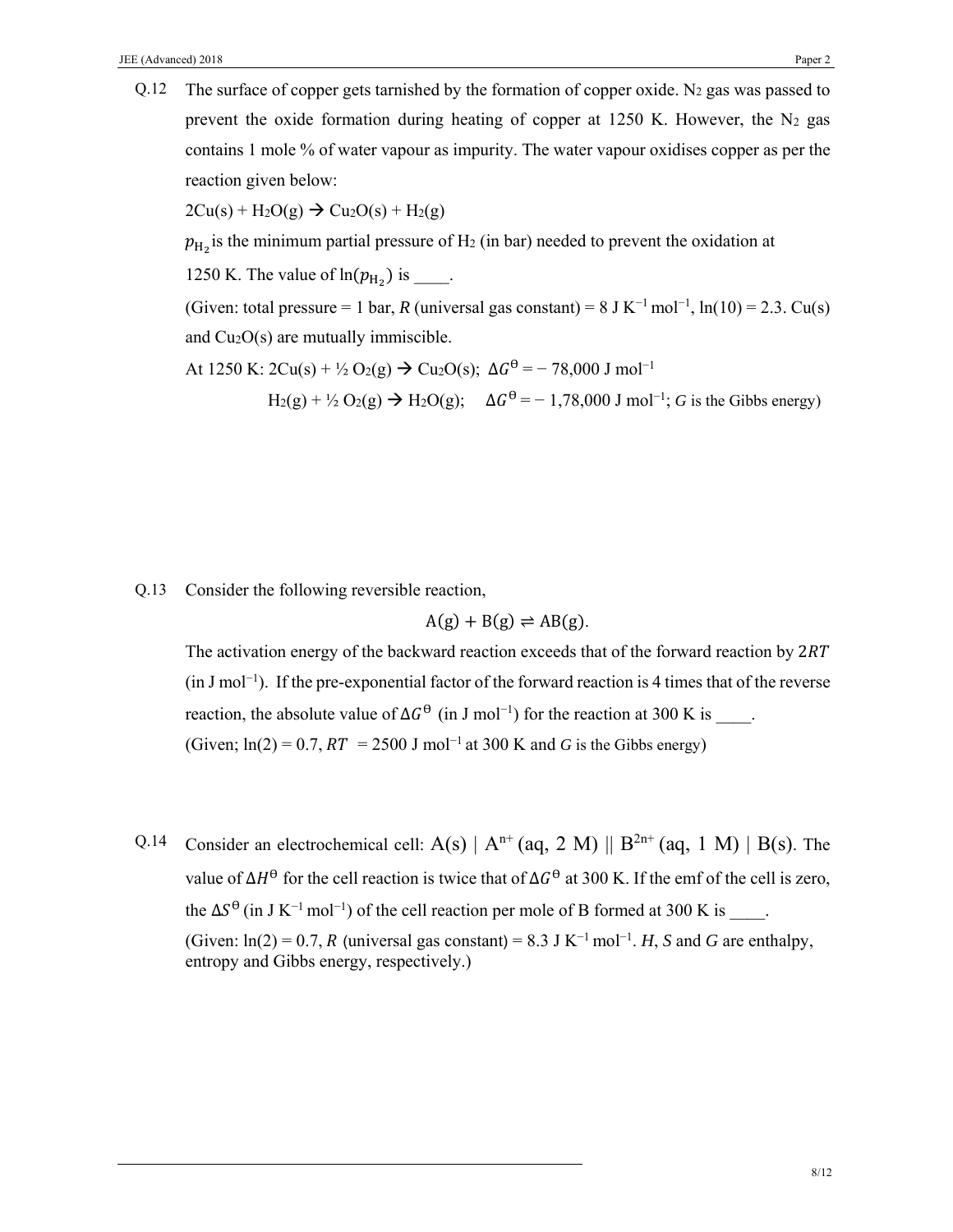Q.12 The surface of copper gets tarnished by the formation of copper oxide. $N_2$ gas was passed to prevent the oxide formation during heating of copper at 1250 K. However, the $N_2$ gas contains 1 mole % of water vapour as impurity. The water vapour oxidises copper as per the reaction given below:

$2Cu(s) + H_2O(g) \rightarrow Cu_2O(s) + H_2(g)$

$p_{H_2}$ is the minimum partial pressure of $H_2$ (in bar) needed to prevent the oxidation at 1250 K. The value of $\ln(p_{H_2})$ is ____.

(Given: total pressure = 1 bar, $R$ (universal gas constant) = 8 J K$^{-1}$ mol$^{-1}$, ln(10) = 2.3. Cu(s) and $Cu_2O(s)$ are mutually immiscible.

At 1250 K: $2Cu(s) + \frac{1}{2} O_2(g) \rightarrow Cu_2O(s)$; $\Delta G^{\ominus} = -$ 78,000 J mol$^{-1}$

$H_2(g) + \frac{1}{2} O_2(g) \rightarrow H_2O(g)$; $\Delta G^{\ominus} = -$ 1,78,000 J mol$^{-1}$; *G* is the Gibbs energy)

Q.13 Consider the following reversible reaction,

$$A(g) + B(g) \rightleftharpoons AB(g).$$

The activation energy of the backward reaction exceeds that of the forward reaction by $2RT$ (in J mol$^{-1}$). If the pre-exponential factor of the forward reaction is 4 times that of the reverse reaction, the absolute value of $\Delta G^{\ominus}$ (in J mol$^{-1}$) for the reaction at 300 K is ____.

(Given; ln(2) = 0.7, $RT$ = 2500 J mol$^{-1}$ at 300 K and *G* is the Gibbs energy)

Q.14 Consider an electrochemical cell: $A(s) \mid A^{n+}$ (aq, 2 M) $\|$ $B^{2n+}$ (aq, 1 M) $\mid B(s)$. The value of $\Delta H^{\ominus}$ for the cell reaction is twice that of $\Delta G^{\ominus}$ at 300 K. If the emf of the cell is zero, the $\Delta S^{\ominus}$ (in J K$^{-1}$ mol$^{-1}$) of the cell reaction per mole of B formed at 300 K is ____.

(Given: ln(2) = 0.7, $R$ (universal gas constant) = 8.3 J K$^{-1}$ mol$^{-1}$. *H*, *S* and *G* are enthalpy, entropy and Gibbs energy, respectively.)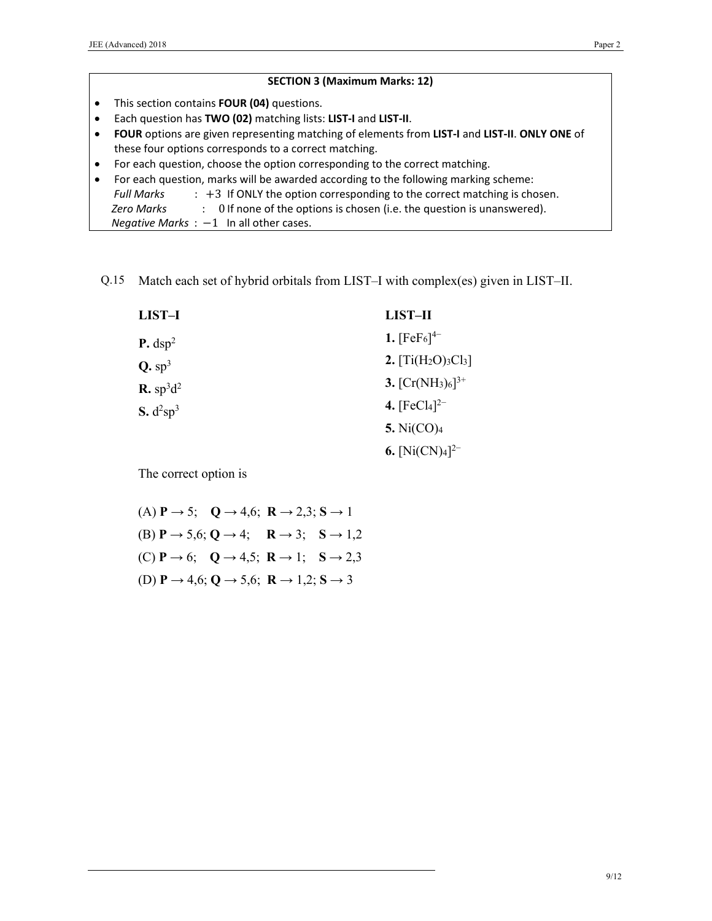## SECTION 3 (Maximum Marks: 12)

- This section contains **FOUR (04)** questions.
- Each question has **TWO (02)** matching lists: **LIST-I** and **LIST-II**.
- **FOUR** options are given representing matching of elements from **LIST-I** and **LIST-II**. **ONLY ONE** of these four options corresponds to a correct matching.
- For each question, choose the option corresponding to the correct matching.
- For each question, marks will be awarded according to the following marking scheme:
  - *Full Marks* : $+3$ If ONLY the option corresponding to the correct matching is chosen.
  - *Zero Marks* : 0 If none of the options is chosen (i.e. the question is unanswered).
  - *Negative Marks* : $-1$ In all other cases.

Q.15 Match each set of hybrid orbitals from LIST–I with complex(es) given in LIST–II.

| **LIST–I** | **LIST–II** |
|---|---|
| **P.** $dsp^2$ | **1.** $[FeF_6]^{4-}$ |
| **Q.** $sp^3$ | **2.** $[Ti(H_2O)_3Cl_3]$ |
| **R.** $sp^3d^2$ | **3.** $[Cr(NH_3)_6]^{3+}$ |
| **S.** $d^2sp^3$ | **4.** $[FeCl_4]^{2-}$ |
| | **5.** $Ni(CO)_4$ |
| | **6.** $[Ni(CN)_4]^{2-}$ |

The correct option is

(A) **P** → 5; **Q** → 4,6; **R** → 2,3; **S** → 1

(B) **P** → 5,6; **Q** → 4; **R** → 3; **S** → 1,2

(C) **P** → 6; **Q** → 4,5; **R** → 1; **S** → 2,3

(D) **P** → 4,6; **Q** → 5,6; **R** → 1,2; **S** → 3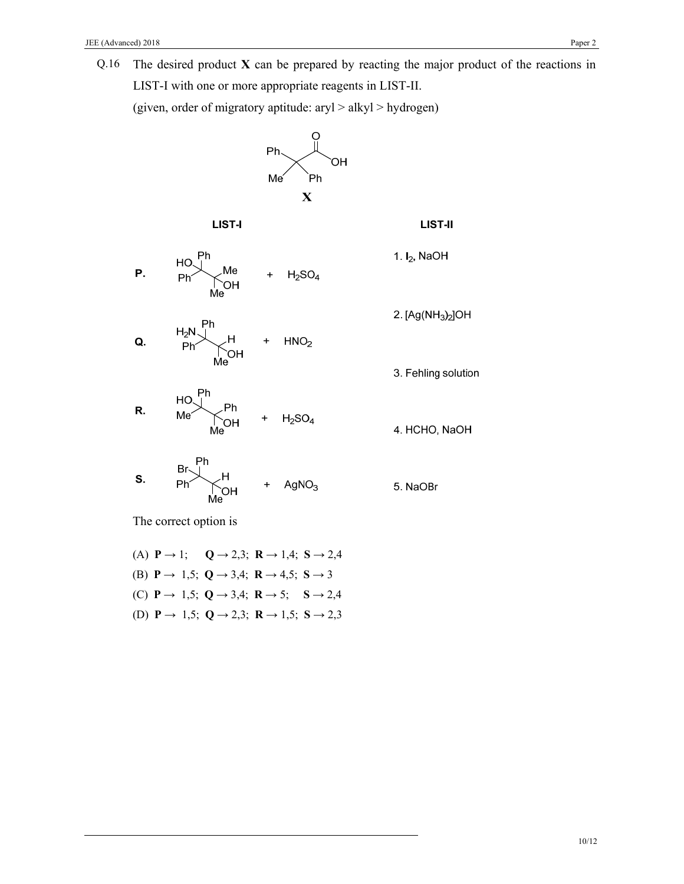Q.16 The desired product **X** can be prepared by reacting the major product of the reactions in LIST-I with one or more appropriate reagents in LIST-II.

(given, order of migratory aptitude: aryl > alkyl > hydrogen)

**X**

| LIST-I | LIST-II |
|---|---|
| **P.** + $H_2SO_4$ | 1. $I_2$, NaOH |
| **Q.** + $HNO_2$ | 2. $[Ag(NH_3)_2]OH$ |
| | 3. Fehling solution |
| **R.** + $H_2SO_4$ | 4. HCHO, NaOH |
| **S.** + $AgNO_3$ | 5. NaOBr |

The correct option is

(A) **P** → 1; **Q** → 2,3; **R** → 1,4; **S** → 2,4

(B) **P** → 1,5; **Q** → 3,4; **R** → 4,5; **S** → 3

(C) **P** → 1,5; **Q** → 3,4; **R** → 5; **S** → 2,4

(D) **P** → 1,5; **Q** → 2,3; **R** → 1,5; **S** → 2,3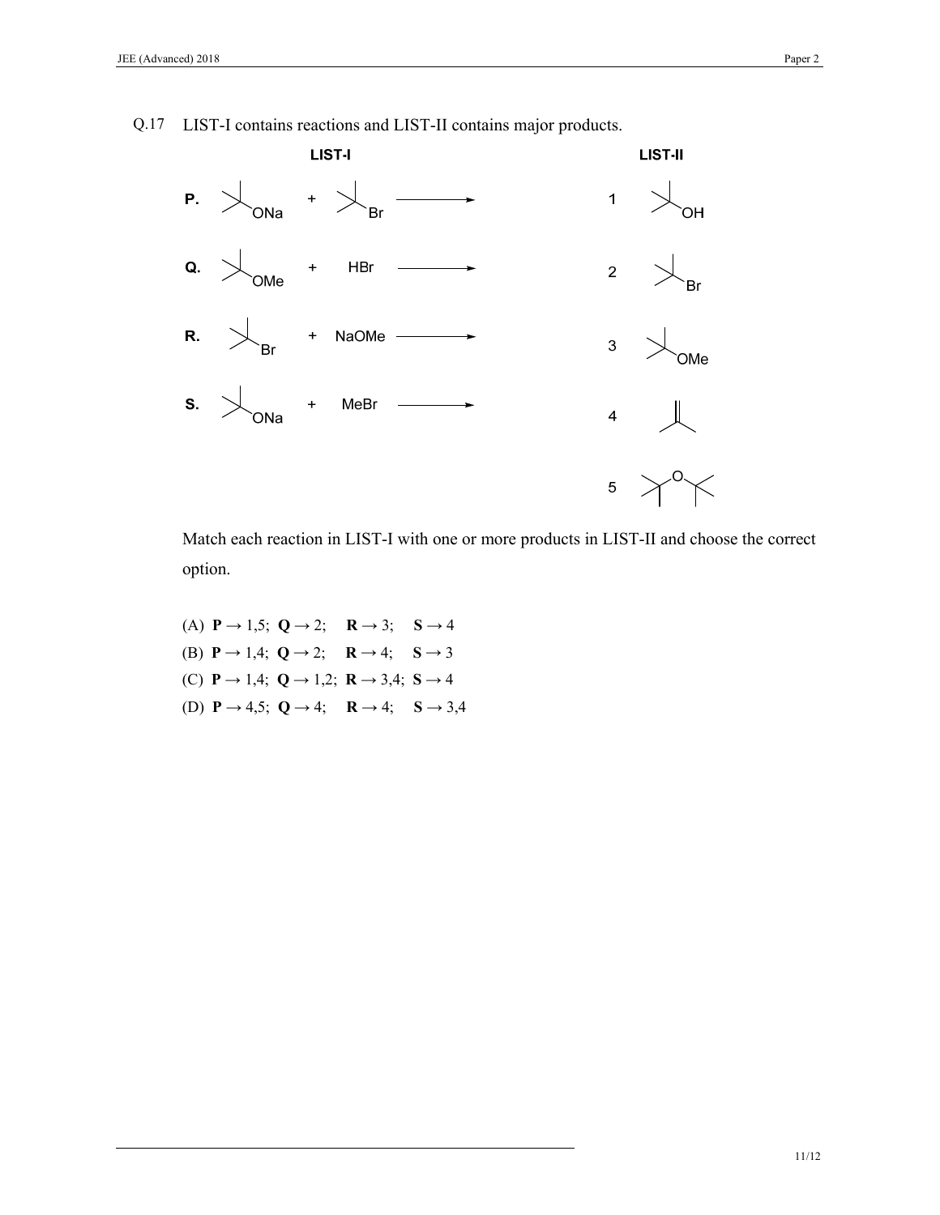Q.17 LIST-I contains reactions and LIST-II contains major products.

| | LIST-I | | LIST-II |
|---|---|---|---|
| **P.** | $(CH_3)_3C{-}ONa$ + $(CH_3)_3C{-}Br$ $\longrightarrow$ | 1 | $(CH_3)_3C{-}OH$ |
| **Q.** | $(CH_3)_3C{-}OMe$ + HBr $\longrightarrow$ | 2 | $(CH_3)_3C{-}Br$ |
| **R.** | $(CH_3)_3C{-}Br$ + NaOMe $\longrightarrow$ | 3 | $(CH_3)_3C{-}OMe$ |
| **S.** | $(CH_3)_3C{-}ONa$ + MeBr $\longrightarrow$ | 4 | $(CH_3)_2C{=}CH_2$ |
| | | 5 | $(CH_3)_3C{-}O{-}C(CH_3)_3$ |

Match each reaction in LIST-I with one or more products in LIST-II and choose the correct option.

(A) **P** → 1,5; **Q** → 2; **R** → 3; **S** → 4

(B) **P** → 1,4; **Q** → 2; **R** → 4; **S** → 3

(C) **P** → 1,4; **Q** → 1,2; **R** → 3,4; **S** → 4

(D) **P** → 4,5; **Q** → 4; **R** → 4; **S** → 3,4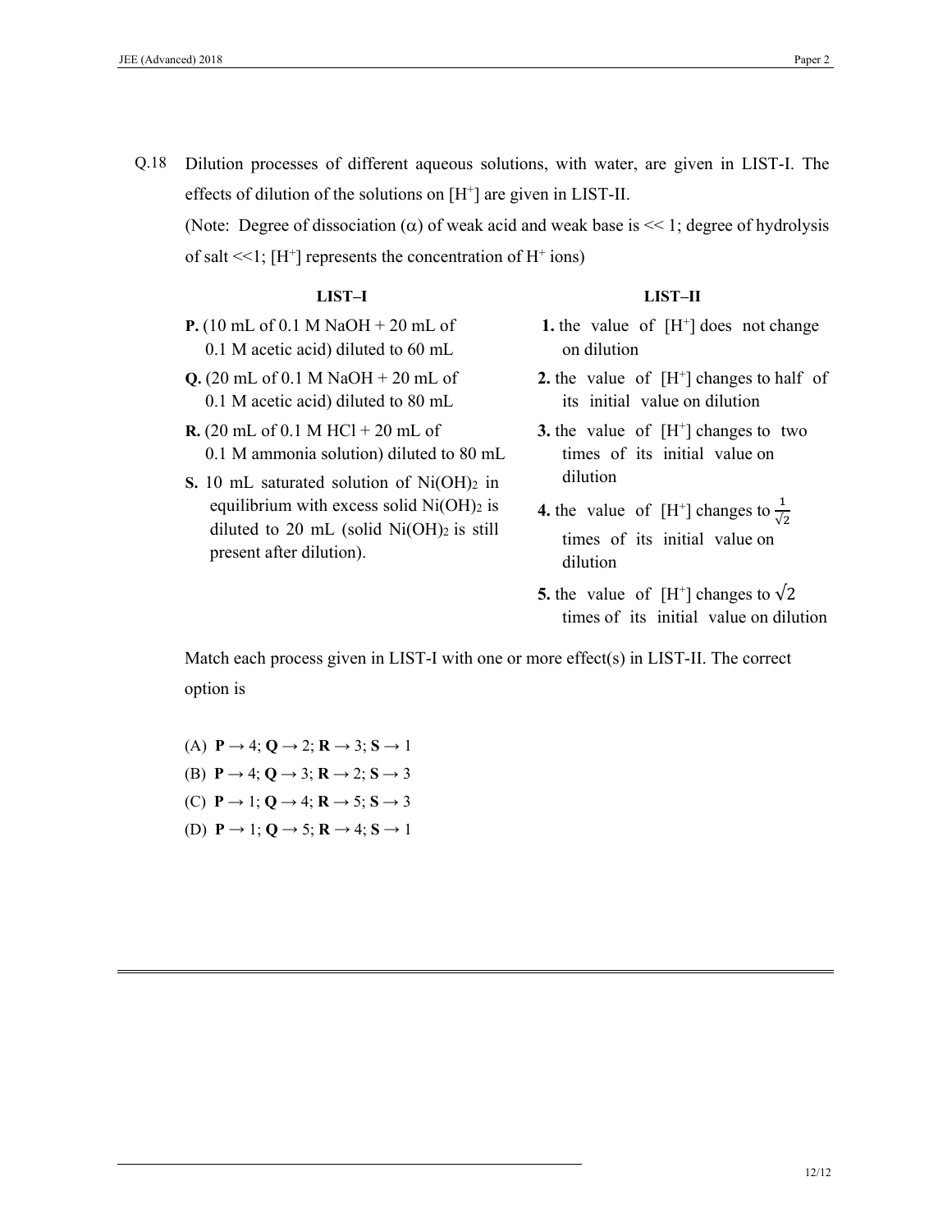Q.18 Dilution processes of different aqueous solutions, with water, are given in LIST-I. The effects of dilution of the solutions on $[H^+]$ are given in LIST-II.

(Note: Degree of dissociation ($\alpha$) of weak acid and weak base is << 1; degree of hydrolysis of salt <<1; $[H^+]$ represents the concentration of $H^+$ ions)

| LIST–I | LIST–II |
|---|---|
| **P.** (10 mL of 0.1 M NaOH + 20 mL of 0.1 M acetic acid) diluted to 60 mL | **1.** the value of $[H^+]$ does not change on dilution |
| **Q.** (20 mL of 0.1 M NaOH + 20 mL of 0.1 M acetic acid) diluted to 80 mL | **2.** the value of $[H^+]$ changes to half of its initial value on dilution |
| **R.** (20 mL of 0.1 M HCl + 20 mL of 0.1 M ammonia solution) diluted to 80 mL | **3.** the value of $[H^+]$ changes to two times of its initial value on dilution |
| **S.** 10 mL saturated solution of $Ni(OH)_2$ in equilibrium with excess solid $Ni(OH)_2$ is diluted to 20 mL (solid $Ni(OH)_2$ is still present after dilution). | **4.** the value of $[H^+]$ changes to $\frac{1}{\sqrt{2}}$ times of its initial value on dilution |
| | **5.** the value of $[H^+]$ changes to $\sqrt{2}$ times of its initial value on dilution |

Match each process given in LIST-I with one or more effect(s) in LIST-II. The correct option is

(A) **P** → 4; **Q** → 2; **R** → 3; **S** → 1

(B) **P** → 4; **Q** → 3; **R** → 2; **S** → 3

(C) **P** → 1; **Q** → 4; **R** → 5; **S** → 3

(D) **P** → 1; **Q** → 5; **R** → 4; **S** → 1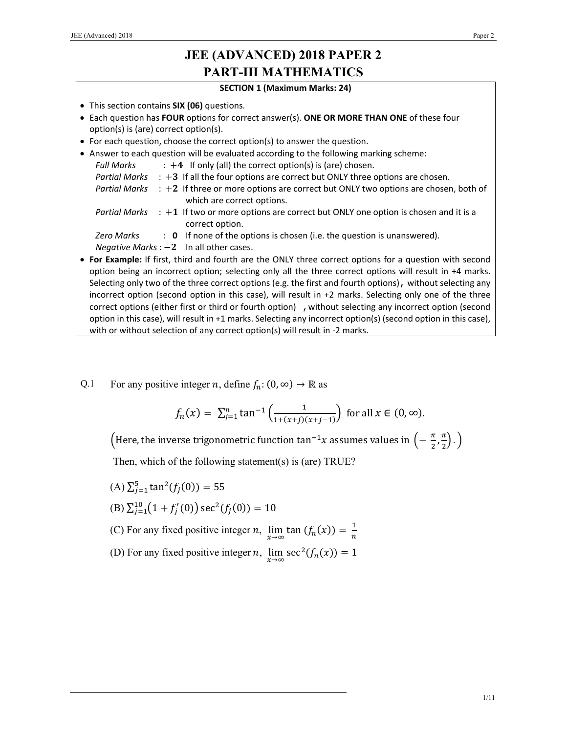# JEE (ADVANCED) 2018 PAPER 2
# PART-III MATHEMATICS

**SECTION 1 (Maximum Marks: 24)**

- This section contains **SIX (06)** questions.
- Each question has **FOUR** options for correct answer(s). **ONE OR MORE THAN ONE** of these four option(s) is (are) correct option(s).
- For each question, choose the correct option(s) to answer the question.
- Answer to each question will be evaluated according to the following marking scheme:
  - *Full Marks* : $+4$ If only (all) the correct option(s) is (are) chosen.
  - *Partial Marks* : $+3$ If all the four options are correct but ONLY three options are chosen.
  - *Partial Marks* : $+2$ If three or more options are correct but ONLY two options are chosen, both of which are correct options.
  - *Partial Marks* : $+1$ If two or more options are correct but ONLY one option is chosen and it is a correct option.
  - *Zero Marks* : $0$ If none of the options is chosen (i.e. the question is unanswered).
  - *Negative Marks* : $-2$ In all other cases.
- **For Example:** If first, third and fourth are the ONLY three correct options for a question with second option being an incorrect option; selecting only all the three correct options will result in +4 marks. Selecting only two of the three correct options (e.g. the first and fourth options), without selecting any incorrect option (second option in this case), will result in +2 marks. Selecting only one of the three correct options (either first or third or fourth option), without selecting any incorrect option (second option in this case), will result in +1 marks. Selecting any incorrect option(s) (second option in this case), with or without selection of any correct option(s) will result in -2 marks.

Q.1 For any positive integer $n$, define $f_n: (0, \infty) \to \mathbb{R}$ as

$$f_n(x) = \sum_{j=1}^{n} \tan^{-1}\left(\frac{1}{1+(x+j)(x+j-1)}\right) \text{ for all } x \in (0, \infty).$$

(Here, the inverse trigonometric function $\tan^{-1}x$ assumes values in $\left(-\frac{\pi}{2}, \frac{\pi}{2}\right)$.)

Then, which of the following statement(s) is (are) TRUE?

(A) $\sum_{j=1}^{5} \tan^2(f_j(0)) = 55$

(B) $\sum_{j=1}^{10} \left(1 + f_j'(0)\right) \sec^2(f_j(0)) = 10$

(C) For any fixed positive integer $n$, $\lim_{x \to \infty} \tan(f_n(x)) = \frac{1}{n}$

(D) For any fixed positive integer $n$, $\lim_{x \to \infty} \sec^2(f_n(x)) = 1$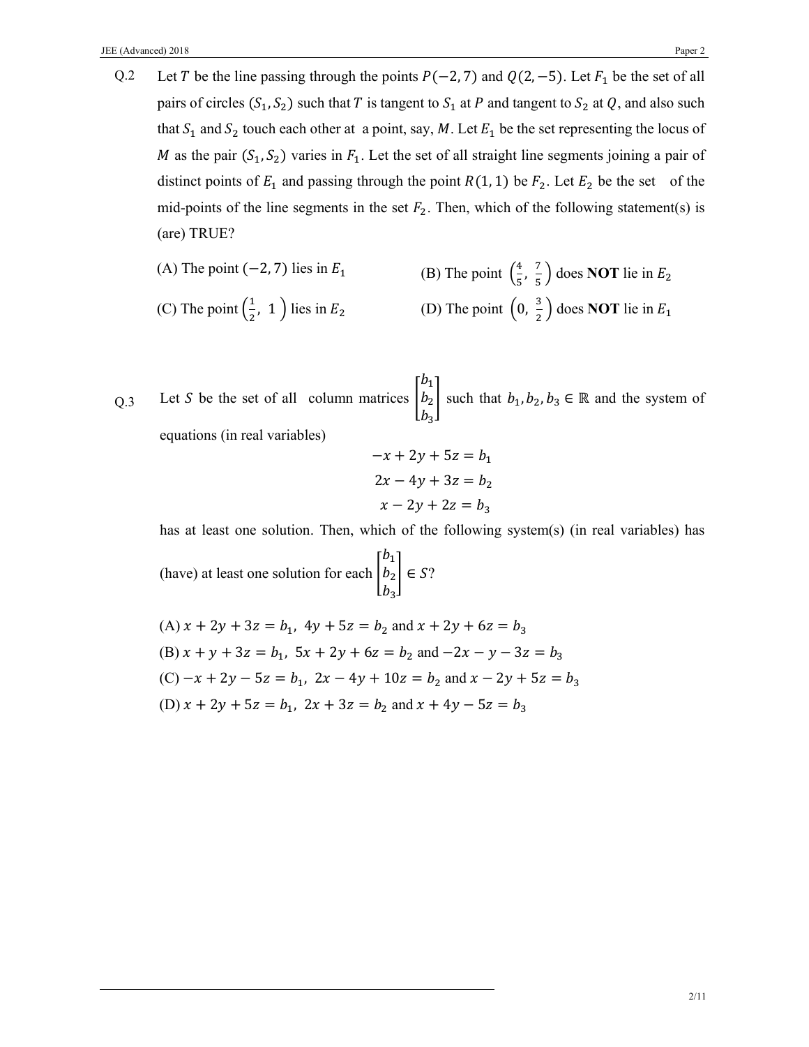Q.2 Let $T$ be the line passing through the points $P(-2, 7)$ and $Q(2, -5)$. Let $F_1$ be the set of all pairs of circles $(S_1, S_2)$ such that $T$ is tangent to $S_1$ at $P$ and tangent to $S_2$ at $Q$, and also such that $S_1$ and $S_2$ touch each other at a point, say, $M$. Let $E_1$ be the set representing the locus of $M$ as the pair $(S_1, S_2)$ varies in $F_1$. Let the set of all straight line segments joining a pair of distinct points of $E_1$ and passing through the point $R(1, 1)$ be $F_2$. Let $E_2$ be the set of the mid-points of the line segments in the set $F_2$. Then, which of the following statement(s) is (are) TRUE?

(A) The point $(-2, 7)$ lies in $E_1$

(B) The point $\left(\frac{4}{5}, \frac{7}{5}\right)$ does **NOT** lie in $E_2$

(C) The point $\left(\frac{1}{2}, 1\right)$ lies in $E_2$

(D) The point $\left(0, \frac{3}{2}\right)$ does **NOT** lie in $E_1$

Q.3 Let $S$ be the set of all column matrices $\begin{bmatrix} b_1 \\ b_2 \\ b_3 \end{bmatrix}$ such that $b_1, b_2, b_3 \in \mathbb{R}$ and the system of equations (in real variables)

$$-x + 2y + 5z = b_1$$
$$2x - 4y + 3z = b_2$$
$$x - 2y + 2z = b_3$$

has at least one solution. Then, which of the following system(s) (in real variables) has (have) at least one solution for each $\begin{bmatrix} b_1 \\ b_2 \\ b_3 \end{bmatrix} \in S$?

(A) $x + 2y + 3z = b_1,\ 4y + 5z = b_2$ and $x + 2y + 6z = b_3$

(B) $x + y + 3z = b_1,\ 5x + 2y + 6z = b_2$ and $-2x - y - 3z = b_3$

(C) $-x + 2y - 5z = b_1,\ 2x - 4y + 10z = b_2$ and $x - 2y + 5z = b_3$

(D) $x + 2y + 5z = b_1,\ 2x + 3z = b_2$ and $x + 4y - 5z = b_3$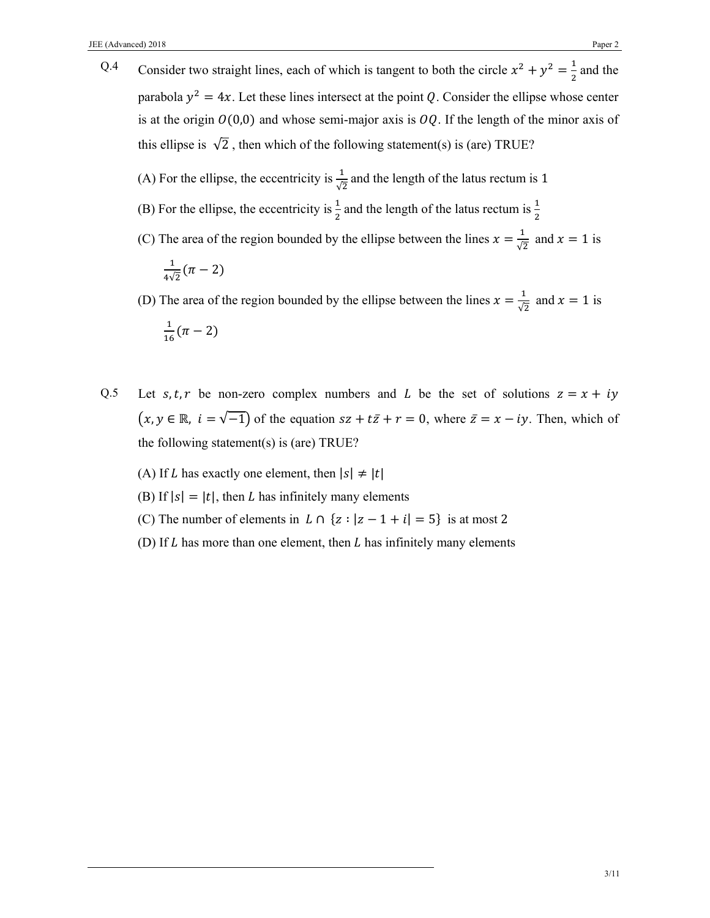Q.4 Consider two straight lines, each of which is tangent to both the circle $x^2 + y^2 = \frac{1}{2}$ and the parabola $y^2 = 4x$. Let these lines intersect at the point $Q$. Consider the ellipse whose center is at the origin $O(0,0)$ and whose semi-major axis is $OQ$. If the length of the minor axis of this ellipse is $\sqrt{2}$, then which of the following statement(s) is (are) TRUE?

(A) For the ellipse, the eccentricity is $\frac{1}{\sqrt{2}}$ and the length of the latus rectum is 1

(B) For the ellipse, the eccentricity is $\frac{1}{2}$ and the length of the latus rectum is $\frac{1}{2}$

(C) The area of the region bounded by the ellipse between the lines $x = \frac{1}{\sqrt{2}}$ and $x = 1$ is $\frac{1}{4\sqrt{2}}(\pi - 2)$

(D) The area of the region bounded by the ellipse between the lines $x = \frac{1}{\sqrt{2}}$ and $x = 1$ is $\frac{1}{16}(\pi - 2)$

Q.5 Let $s, t, r$ be non-zero complex numbers and $L$ be the set of solutions $z = x + iy$ $\left(x, y \in \mathbb{R},\ i = \sqrt{-1}\right)$ of the equation $sz + t\bar{z} + r = 0$, where $\bar{z} = x - iy$. Then, which of the following statement(s) is (are) TRUE?

(A) If $L$ has exactly one element, then $|s| \neq |t|$

(B) If $|s| = |t|$, then $L$ has infinitely many elements

(C) The number of elements in $L \cap \{z : |z - 1 + i| = 5\}$ is at most 2

(D) If $L$ has more than one element, then $L$ has infinitely many elements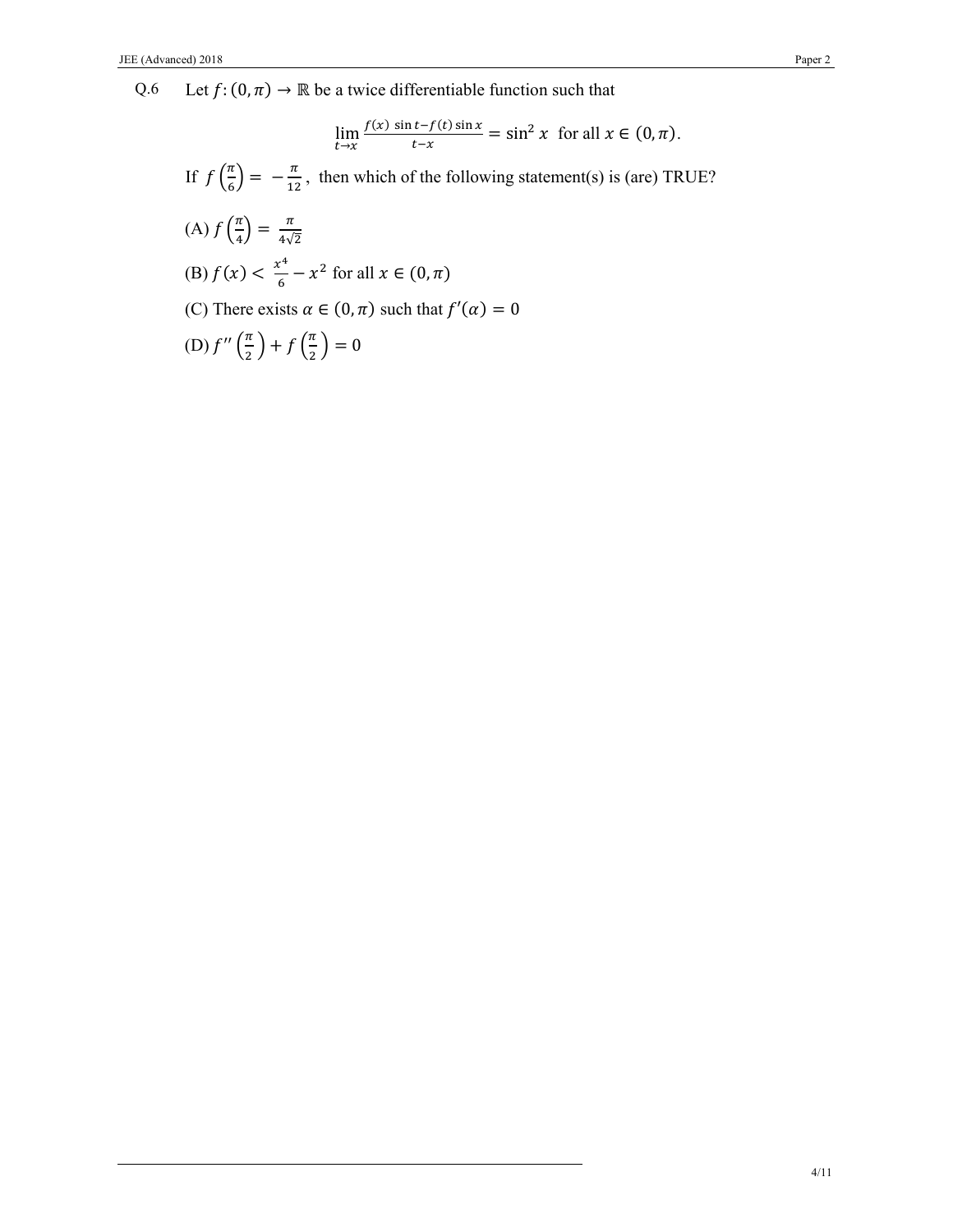Q.6 Let $f : (0, \pi) \to \mathbb{R}$ be a twice differentiable function such that

$$\lim_{t \to x} \frac{f(x)\ \sin t - f(t) \sin x}{t - x} = \sin^2 x \quad \text{for all } x \in (0, \pi).$$

If $f\left(\frac{\pi}{6}\right) = -\frac{\pi}{12}$, then which of the following statement(s) is (are) TRUE?

(A) $f\left(\frac{\pi}{4}\right) = \frac{\pi}{4\sqrt{2}}$

(B) $f(x) < \frac{x^4}{6} - x^2$ for all $x \in (0, \pi)$

(C) There exists $\alpha \in (0, \pi)$ such that $f'(\alpha) = 0$

(D) $f''\left(\frac{\pi}{2}\right) + f\left(\frac{\pi}{2}\right) = 0$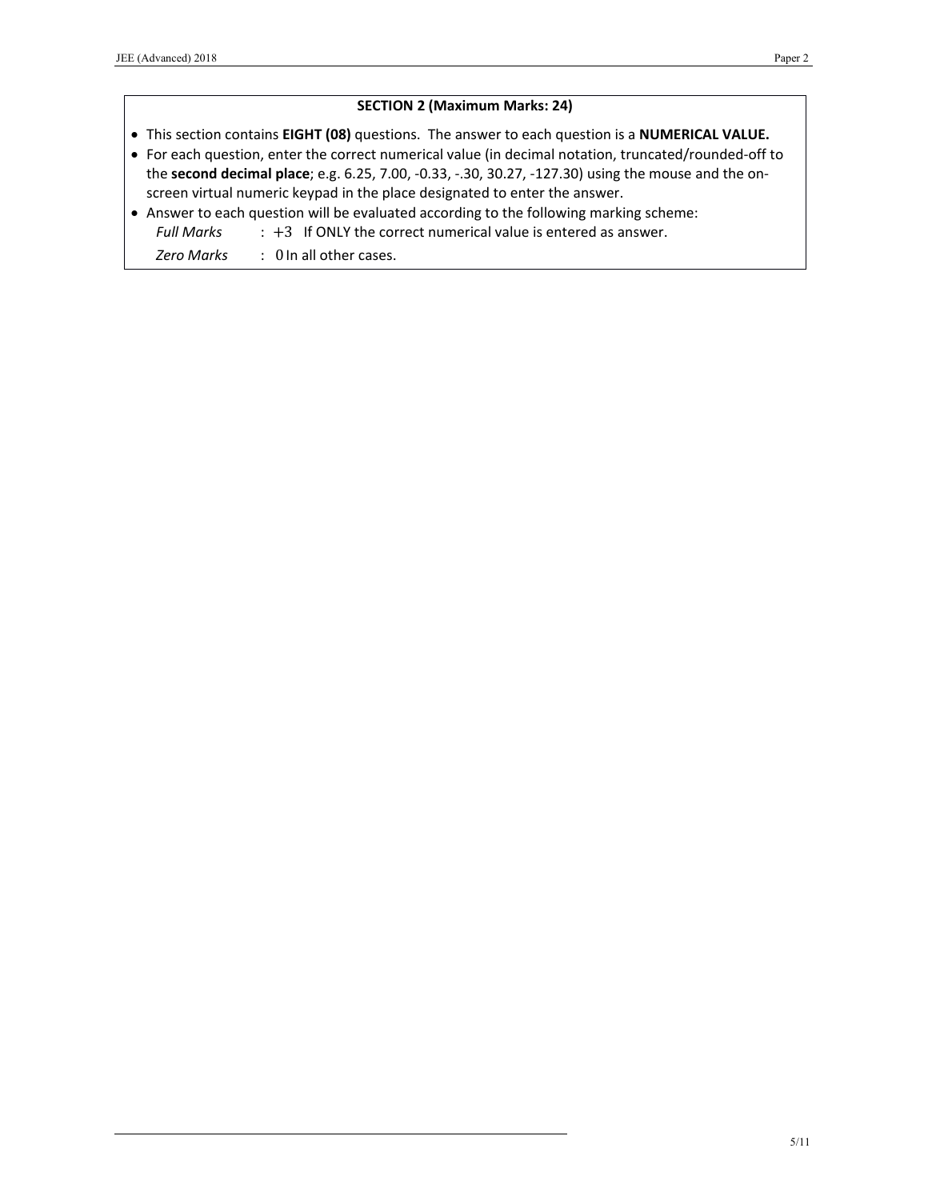## SECTION 2 (Maximum Marks: 24)

- This section contains **EIGHT (08)** questions. The answer to each question is a **NUMERICAL VALUE.**
- For each question, enter the correct numerical value (in decimal notation, truncated/rounded-off to the **second decimal place**; e.g. 6.25, 7.00, -0.33, -.30, 30.27, -127.30) using the mouse and the on-screen virtual numeric keypad in the place designated to enter the answer.
- Answer to each question will be evaluated according to the following marking scheme:
  - *Full Marks* : $+3$ If ONLY the correct numerical value is entered as answer.
  - *Zero Marks* : $0$ In all other cases.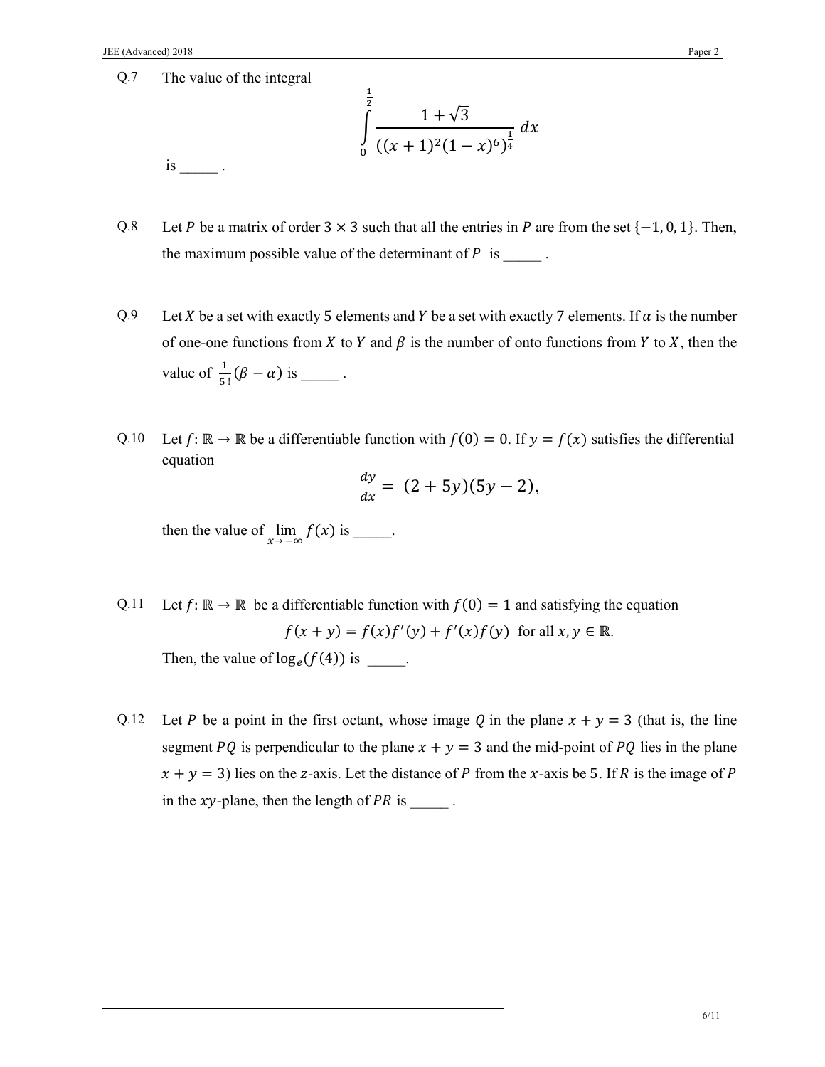Q.7 The value of the integral

$$\int_0^{\frac{1}{2}} \frac{1+\sqrt{3}}{\left((x+1)^2(1-x)^6\right)^{\frac{1}{4}}}\, dx$$

is _____ .

Q.8 Let $P$ be a matrix of order $3 \times 3$ such that all the entries in $P$ are from the set $\{-1, 0, 1\}$. Then, the maximum possible value of the determinant of $P$ is _____ .

Q.9 Let $X$ be a set with exactly 5 elements and $Y$ be a set with exactly 7 elements. If $\alpha$ is the number of one-one functions from $X$ to $Y$ and $\beta$ is the number of onto functions from $Y$ to $X$, then the value of $\frac{1}{5!}(\beta - \alpha)$ is _____ .

Q.10 Let $f: \mathbb{R} \to \mathbb{R}$ be a differentiable function with $f(0) = 0$. If $y = f(x)$ satisfies the differential equation

$$\frac{dy}{dx} = (2+5y)(5y-2),$$

then the value of $\lim_{x \to -\infty} f(x)$ is _____.

Q.11 Let $f: \mathbb{R} \to \mathbb{R}$ be a differentiable function with $f(0) = 1$ and satisfying the equation

$$f(x+y) = f(x)f'(y) + f'(x)f(y) \text{ for all } x, y \in \mathbb{R}.$$

Then, the value of $\log_e(f(4))$ is _____.

Q.12 Let $P$ be a point in the first octant, whose image $Q$ in the plane $x + y = 3$ (that is, the line segment $PQ$ is perpendicular to the plane $x + y = 3$ and the mid-point of $PQ$ lies in the plane $x + y = 3$) lies on the $z$-axis. Let the distance of $P$ from the $x$-axis be 5. If $R$ is the image of $P$ in the $xy$-plane, then the length of $PR$ is _____ .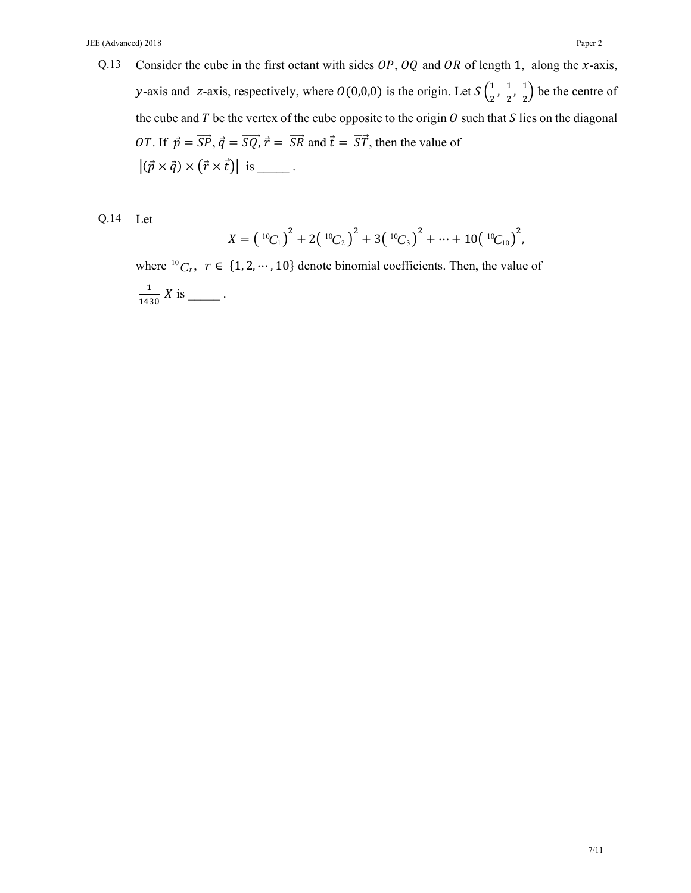Q.13 Consider the cube in the first octant with sides $OP$, $OQ$ and $OR$ of length 1, along the $x$-axis, $y$-axis and $z$-axis, respectively, where $O(0,0,0)$ is the origin. Let $S\left(\frac{1}{2}, \frac{1}{2}, \frac{1}{2}\right)$ be the centre of the cube and $T$ be the vertex of the cube opposite to the origin $O$ such that $S$ lies on the diagonal $OT$. If $\vec{p} = \overrightarrow{SP}$, $\vec{q} = \overrightarrow{SQ}$, $\vec{r} = \overrightarrow{SR}$ and $\vec{t} = \overrightarrow{ST}$, then the value of $|(\vec{p} \times \vec{q}) \times (\vec{r} \times \vec{t})|$ is _____ .

Q.14 Let

$$X = \left({}^{10}C_1\right)^2 + 2\left({}^{10}C_2\right)^2 + 3\left({}^{10}C_3\right)^2 + \cdots + 10\left({}^{10}C_{10}\right)^2,$$

where ${}^{10}C_r$, $r \in \{1, 2, \cdots, 10\}$ denote binomial coefficients. Then, the value of $\frac{1}{1430} X$ is _____ .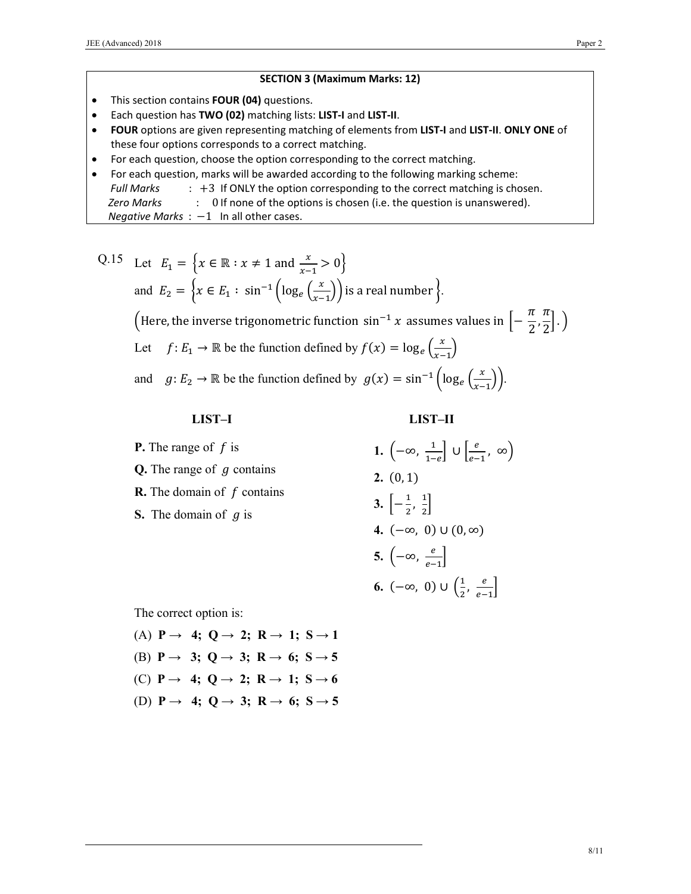**SECTION 3 (Maximum Marks: 12)**

- This section contains **FOUR (04)** questions.
- Each question has **TWO (02)** matching lists: **LIST-I** and **LIST-II**.
- **FOUR** options are given representing matching of elements from **LIST-I** and **LIST-II**. **ONLY ONE** of these four options corresponds to a correct matching.
- For each question, choose the option corresponding to the correct matching.
- For each question, marks will be awarded according to the following marking scheme:
  *Full Marks* : $+3$ If ONLY the option corresponding to the correct matching is chosen.
  *Zero Marks* : 0 If none of the options is chosen (i.e. the question is unanswered).
  *Negative Marks* : $-1$ In all other cases.

Q.15 Let $E_1 = \left\{x \in \mathbb{R} : x \neq 1 \text{ and } \frac{x}{x-1} > 0\right\}$

and $E_2 = \left\{x \in E_1 : \sin^{-1}\left(\log_e\left(\frac{x}{x-1}\right)\right) \text{ is a real number}\right\}$.

(Here, the inverse trigonometric function $\sin^{-1} x$ assumes values in $\left[-\frac{\pi}{2}, \frac{\pi}{2}\right]$.)

Let $f: E_1 \to \mathbb{R}$ be the function defined by $f(x) = \log_e\left(\frac{x}{x-1}\right)$

and $g: E_2 \to \mathbb{R}$ be the function defined by $g(x) = \sin^{-1}\left(\log_e\left(\frac{x}{x-1}\right)\right)$.

| LIST–I | LIST–II |
|---|---|
| **P.** The range of $f$ is | **1.** $\left(-\infty, \frac{1}{1-e}\right] \cup \left[\frac{e}{e-1}, \infty\right)$ |
| **Q.** The range of $g$ contains | **2.** $(0, 1)$ |
| **R.** The domain of $f$ contains | **3.** $\left[-\frac{1}{2}, \frac{1}{2}\right]$ |
| **S.** The domain of $g$ is | **4.** $(-\infty, 0) \cup (0, \infty)$ |
| | **5.** $\left(-\infty, \frac{e}{e-1}\right]$ |
| | **6.** $(-\infty, 0) \cup \left(\frac{1}{2}, \frac{e}{e-1}\right]$ |

The correct option is:

(A) **P → 4; Q → 2; R → 1; S → 1**

(B) **P → 3; Q → 3; R → 6; S → 5**

(C) **P → 4; Q → 2; R → 1; S → 6**

(D) **P → 4; Q → 3; R → 6; S → 5**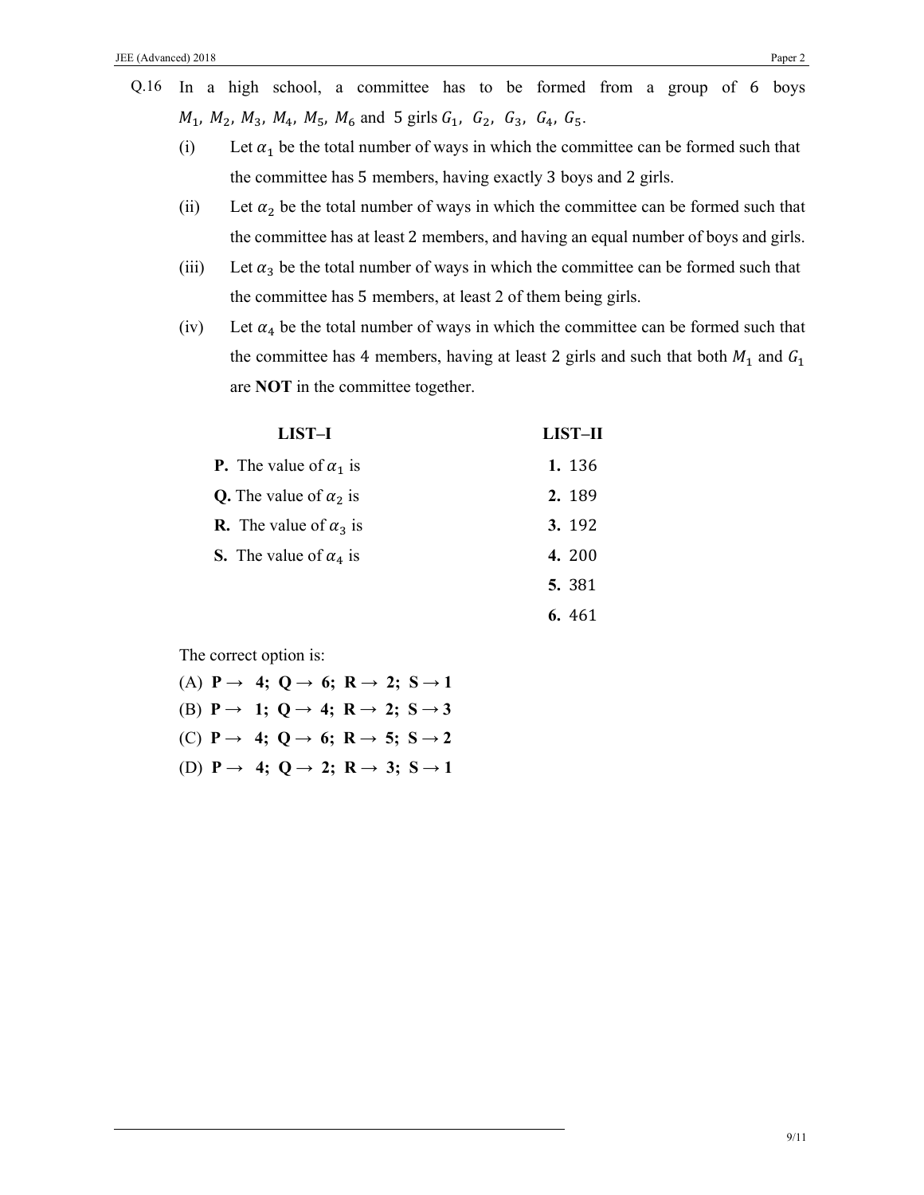Q.16 In a high school, a committee has to be formed from a group of 6 boys $M_1, M_2, M_3, M_4, M_5, M_6$ and 5 girls $G_1, G_2, G_3, G_4, G_5$.

(i) Let $\alpha_1$ be the total number of ways in which the committee can be formed such that the committee has 5 members, having exactly 3 boys and 2 girls.

(ii) Let $\alpha_2$ be the total number of ways in which the committee can be formed such that the committee has at least 2 members, and having an equal number of boys and girls.

(iii) Let $\alpha_3$ be the total number of ways in which the committee can be formed such that the committee has 5 members, at least 2 of them being girls.

(iv) Let $\alpha_4$ be the total number of ways in which the committee can be formed such that the committee has 4 members, having at least 2 girls and such that both $M_1$ and $G_1$ are **NOT** in the committee together.

| LIST–I | LIST–II |
|---|---|
| **P.** The value of $\alpha_1$ is | **1.** 136 |
| **Q.** The value of $\alpha_2$ is | **2.** 189 |
| **R.** The value of $\alpha_3$ is | **3.** 192 |
| **S.** The value of $\alpha_4$ is | **4.** 200 |
| | **5.** 381 |
| | **6.** 461 |

The correct option is:

(A) **P → 4; Q → 6; R → 2; S → 1**

(B) **P → 1; Q → 4; R → 2; S → 3**

(C) **P → 4; Q → 6; R → 5; S → 2**

(D) **P → 4; Q → 2; R → 3; S → 1**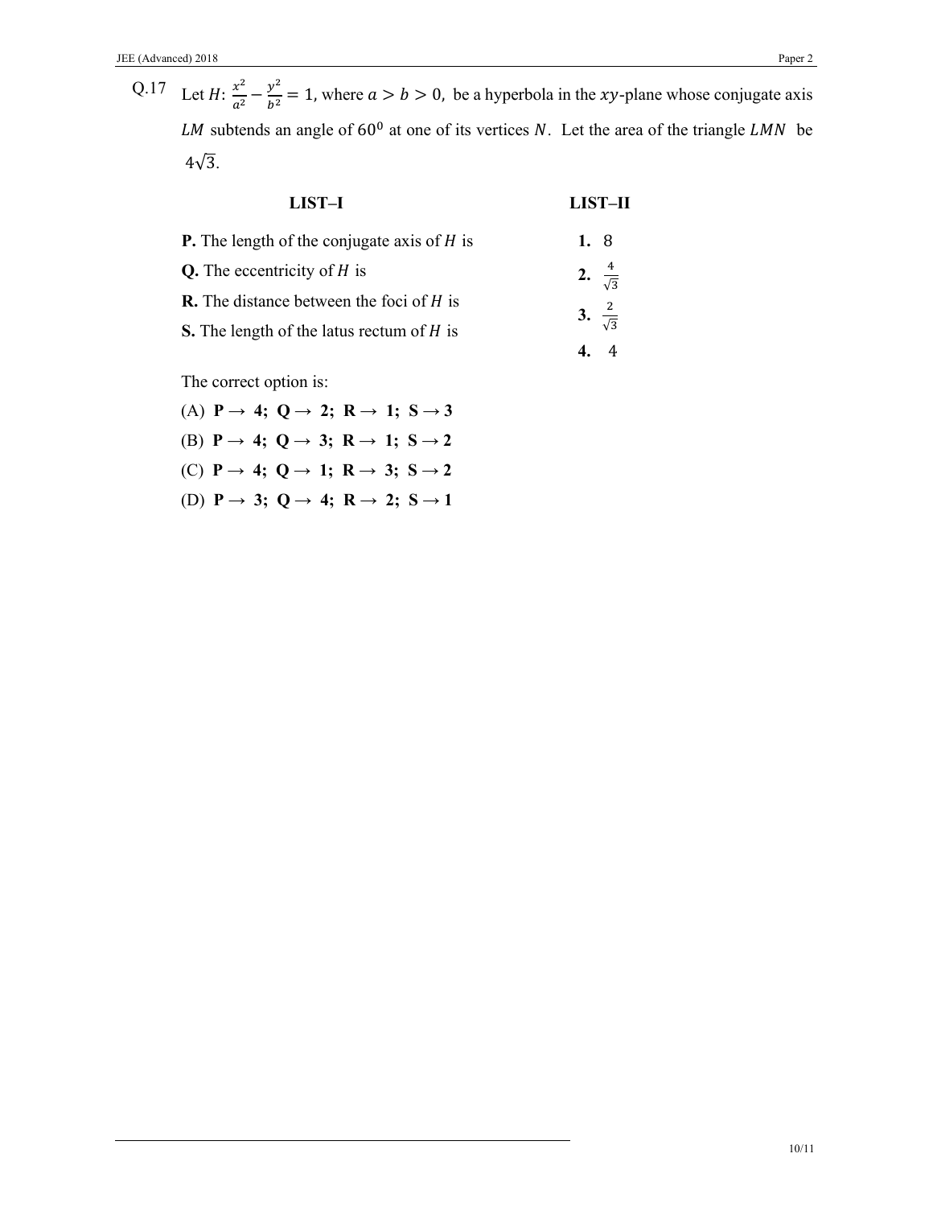Q.17 Let $H: \frac{x^2}{a^2} - \frac{y^2}{b^2} = 1$, where $a > b > 0$, be a hyperbola in the $xy$-plane whose conjugate axis $LM$ subtends an angle of $60^0$ at one of its vertices $N$. Let the area of the triangle $LMN$ be $4\sqrt{3}$.

| LIST–I | LIST–II |
|---|---|
| **P.** The length of the conjugate axis of $H$ is | **1.** 8 |
| **Q.** The eccentricity of $H$ is | **2.** $\frac{4}{\sqrt{3}}$ |
| **R.** The distance between the foci of $H$ is | **3.** $\frac{2}{\sqrt{3}}$ |
| **S.** The length of the latus rectum of $H$ is | **4.** 4 |

The correct option is:

(A) **P → 4; Q → 2; R → 1; S → 3**

(B) **P → 4; Q → 3; R → 1; S → 2**

(C) **P → 4; Q → 1; R → 3; S → 2**

(D) **P → 3; Q → 4; R → 2; S → 1**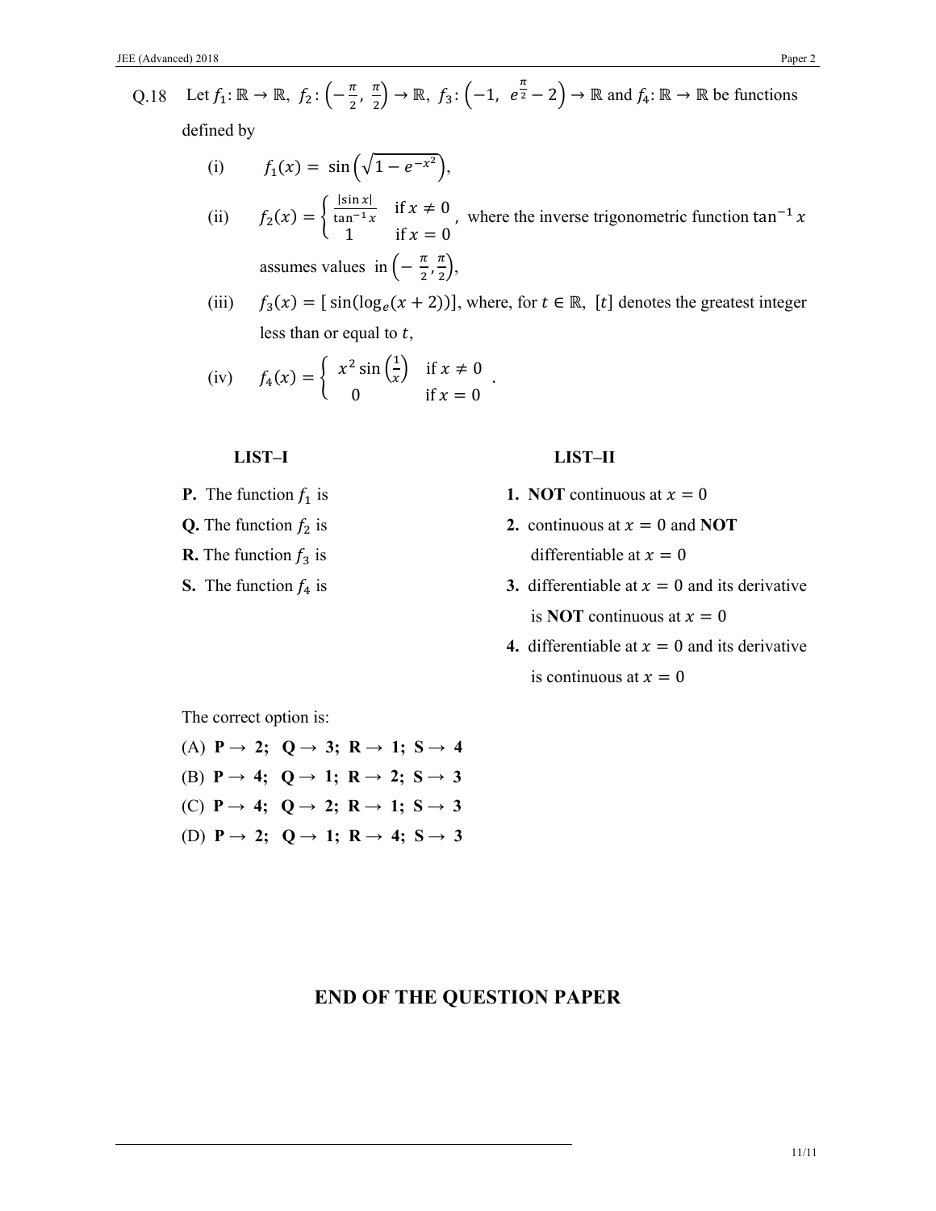Q.18 Let $f_1: \mathbb{R} \to \mathbb{R}$, $f_2: \left(-\frac{\pi}{2}, \frac{\pi}{2}\right) \to \mathbb{R}$, $f_3: \left(-1, e^{\frac{\pi}{2}} - 2\right) \to \mathbb{R}$ and $f_4: \mathbb{R} \to \mathbb{R}$ be functions defined by

(i) $f_1(x) = \sin\left(\sqrt{1 - e^{-x^2}}\right)$,

(ii) $f_2(x) = \begin{cases} \frac{|\sin x|}{\tan^{-1} x} & \text{if } x \neq 0 \\ 1 & \text{if } x = 0 \end{cases}$, where the inverse trigonometric function $\tan^{-1} x$ assumes values in $\left(-\frac{\pi}{2}, \frac{\pi}{2}\right)$,

(iii) $f_3(x) = [\sin(\log_e(x+2))]$, where, for $t \in \mathbb{R}$, $[t]$ denotes the greatest integer less than or equal to $t$,

(iv) $f_4(x) = \begin{cases} x^2 \sin\left(\frac{1}{x}\right) & \text{if } x \neq 0 \\ 0 & \text{if } x = 0 \end{cases}$.

| LIST–I | LIST–II |
|---|---|
| **P.** The function $f_1$ is | **1. NOT** continuous at $x = 0$ |
| **Q.** The function $f_2$ is | **2.** continuous at $x = 0$ and **NOT** differentiable at $x = 0$ |
| **R.** The function $f_3$ is | **3.** differentiable at $x = 0$ and its derivative is **NOT** continuous at $x = 0$ |
| **S.** The function $f_4$ is | **4.** differentiable at $x = 0$ and its derivative is continuous at $x = 0$ |

The correct option is:

(A) **P → 2; Q → 3; R → 1; S → 4**

(B) **P → 4; Q → 1; R → 2; S → 3**

(C) **P → 4; Q → 2; R → 1; S → 3**

(D) **P → 2; Q → 1; R → 4; S → 3**

## END OF THE QUESTION PAPER